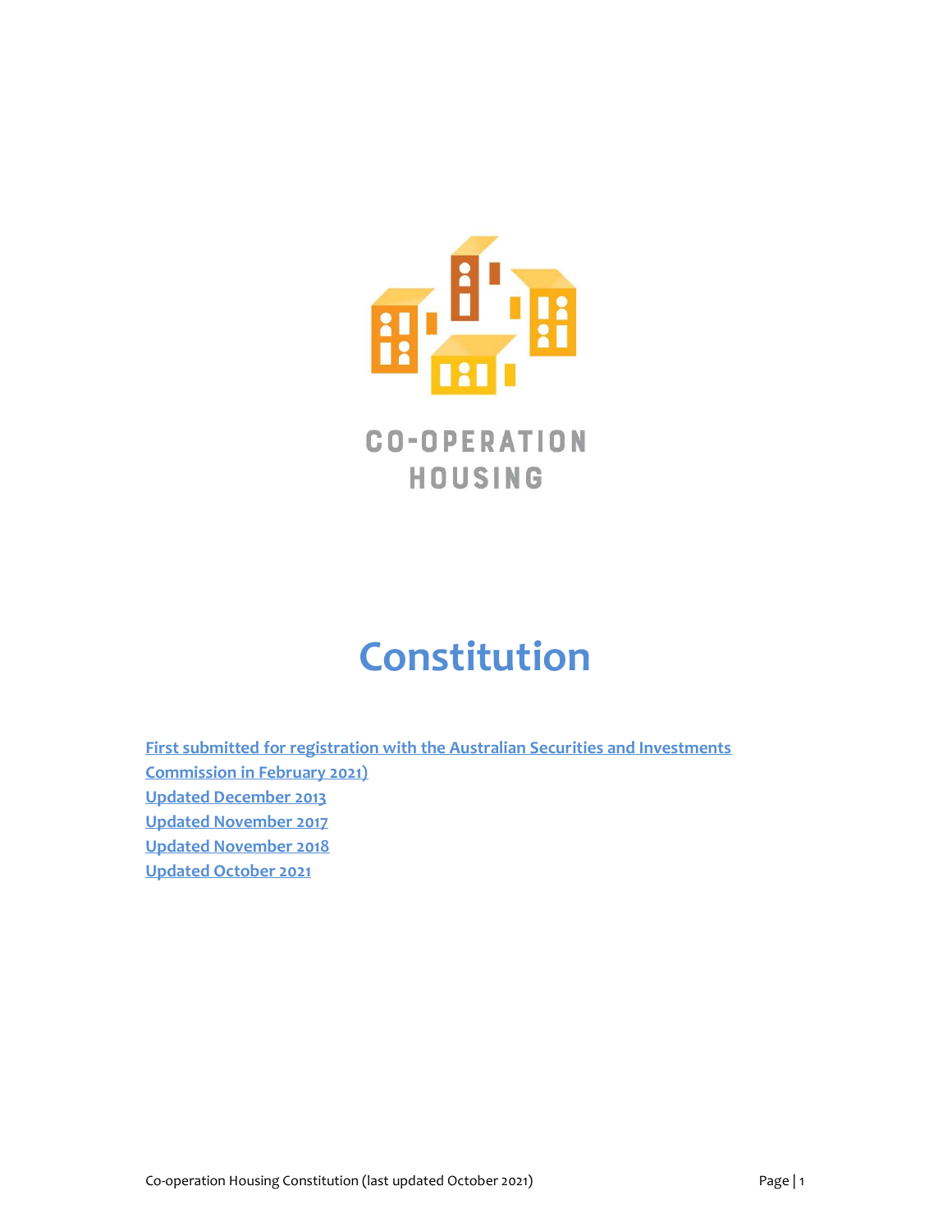CO-OPERATION HOUSING

# Constitution

First submitted for registration with the Australian Securities and Investments Commission in February 2021)
Updated December 2013
Updated November 2017
Updated November 2018
Updated October 2021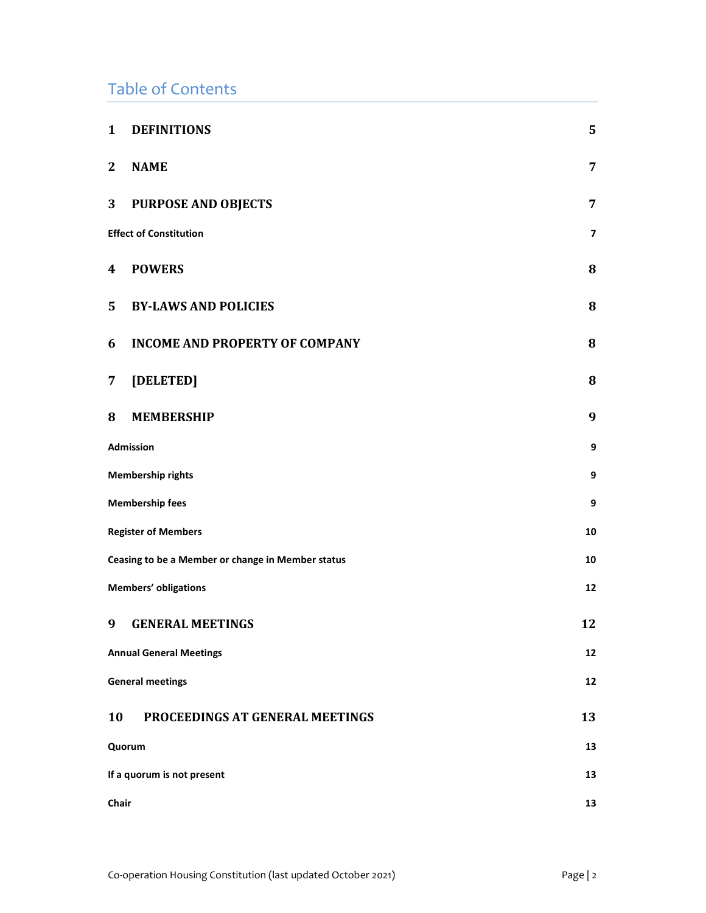# Table of Contents

| | |
|---|---|
| **1 DEFINITIONS** | **5** |
| **2 NAME** | **7** |
| **3 PURPOSE AND OBJECTS** | **7** |
| **Effect of Constitution** | **7** |
| **4 POWERS** | **8** |
| **5 BY-LAWS AND POLICIES** | **8** |
| **6 INCOME AND PROPERTY OF COMPANY** | **8** |
| **7 [DELETED]** | **8** |
| **8 MEMBERSHIP** | **9** |
| **Admission** | **9** |
| **Membership rights** | **9** |
| **Membership fees** | **9** |
| **Register of Members** | **10** |
| **Ceasing to be a Member or change in Member status** | **10** |
| **Members' obligations** | **12** |
| **9 GENERAL MEETINGS** | **12** |
| **Annual General Meetings** | **12** |
| **General meetings** | **12** |
| **10 PROCEEDINGS AT GENERAL MEETINGS** | **13** |
| **Quorum** | **13** |
| **If a quorum is not present** | **13** |
| **Chair** | **13** |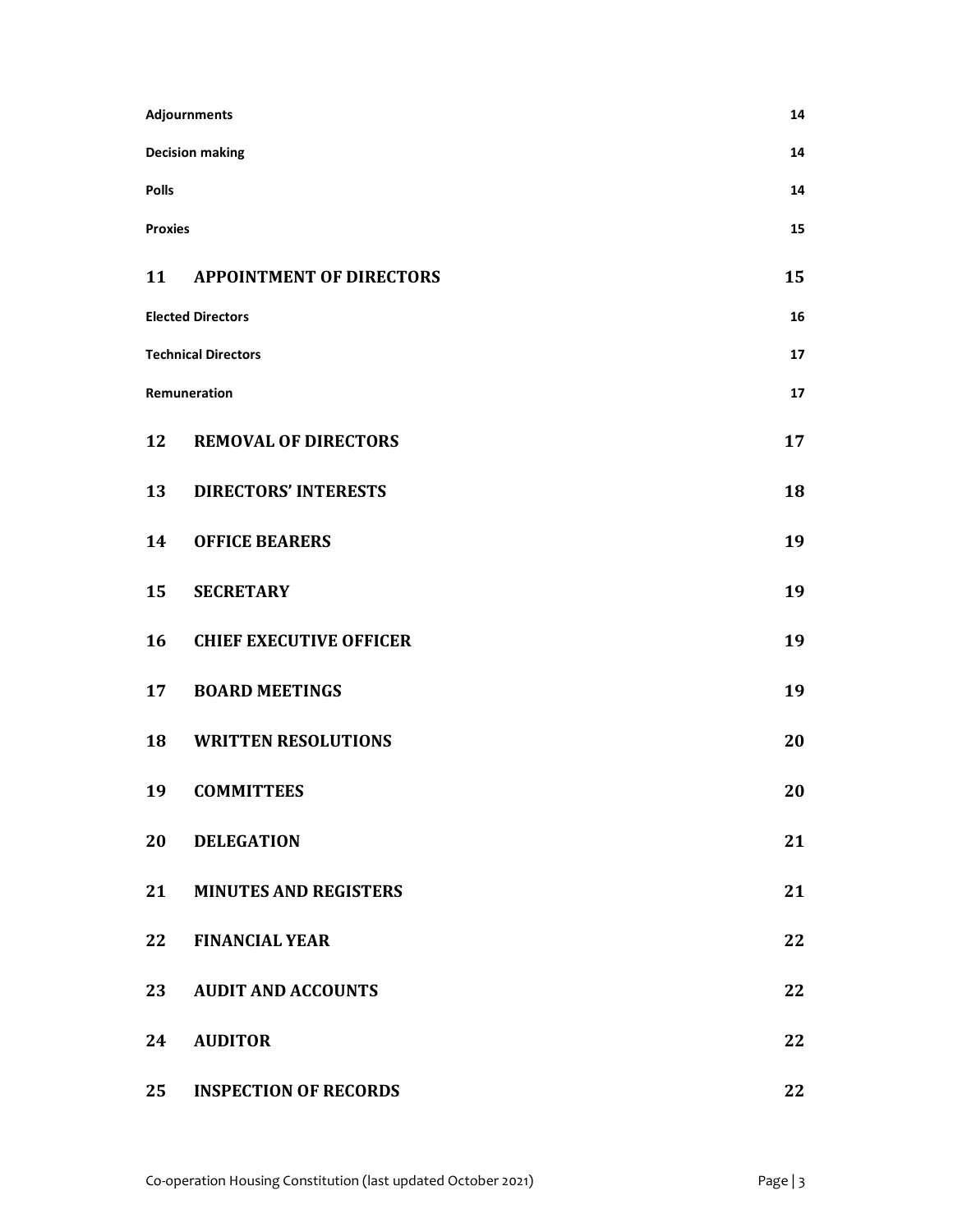**Adjournments** 14

**Decision making** 14

**Polls** 14

**Proxies** 15

**11 APPOINTMENT OF DIRECTORS** 15

**Elected Directors** 16

**Technical Directors** 17

**Remuneration** 17

**12 REMOVAL OF DIRECTORS** 17

**13 DIRECTORS' INTERESTS** 18

**14 OFFICE BEARERS** 19

**15 SECRETARY** 19

**16 CHIEF EXECUTIVE OFFICER** 19

**17 BOARD MEETINGS** 19

**18 WRITTEN RESOLUTIONS** 20

**19 COMMITTEES** 20

**20 DELEGATION** 21

**21 MINUTES AND REGISTERS** 21

**22 FINANCIAL YEAR** 22

**23 AUDIT AND ACCOUNTS** 22

**24 AUDITOR** 22

**25 INSPECTION OF RECORDS** 22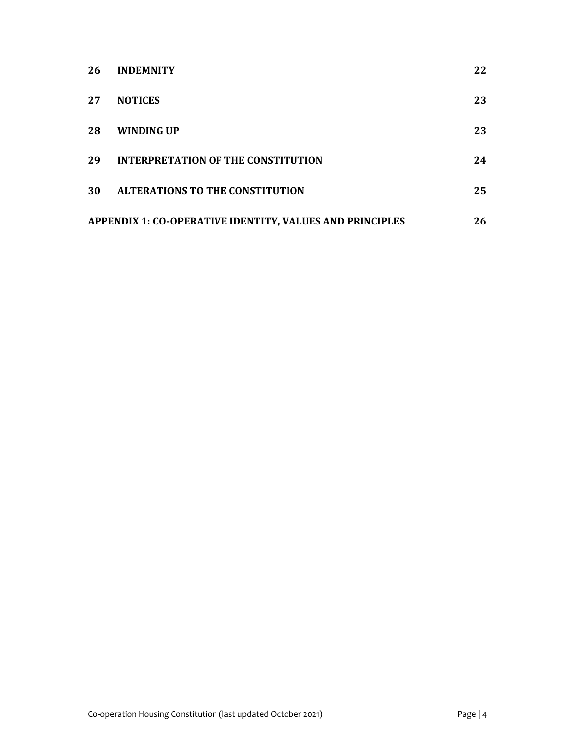| | | |
|---|---|---|
| **26** | **INDEMNITY** | **22** |
| **27** | **NOTICES** | **23** |
| **28** | **WINDING UP** | **23** |
| **29** | **INTERPRETATION OF THE CONSTITUTION** | **24** |
| **30** | **ALTERATIONS TO THE CONSTITUTION** | **25** |
| **APPENDIX 1: CO-OPERATIVE IDENTITY, VALUES AND PRINCIPLES** | | **26** |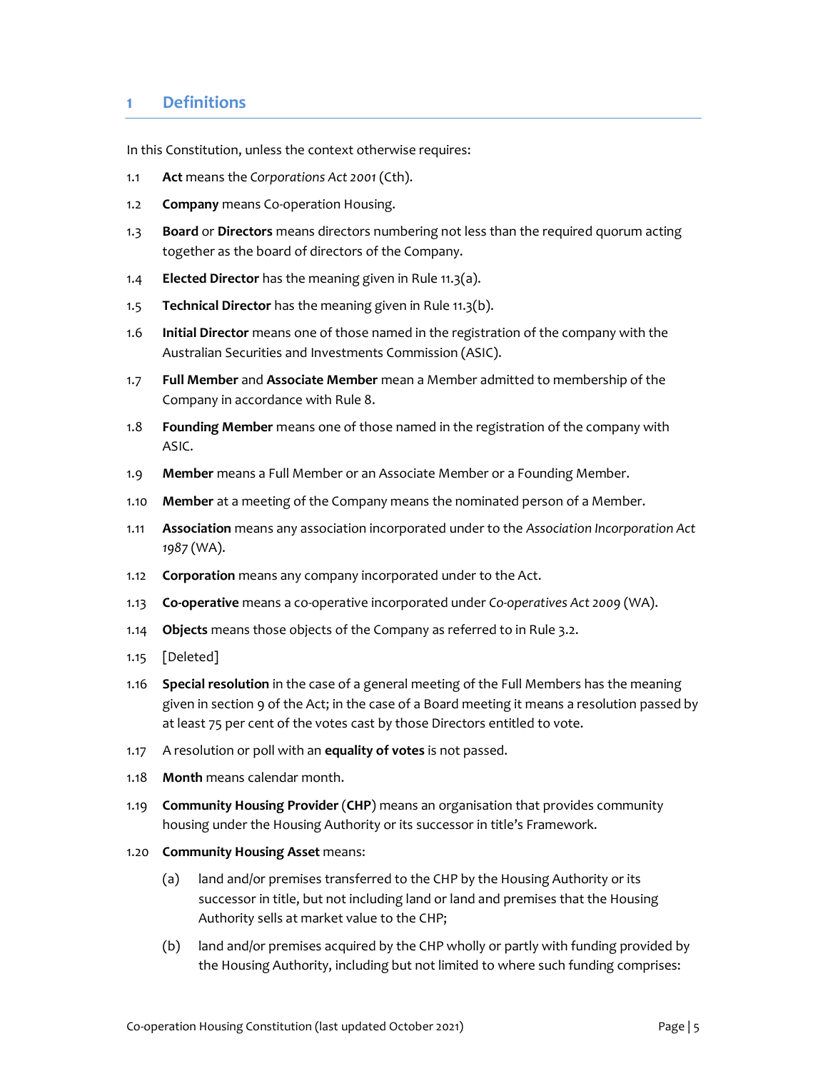# 1 Definitions

In this Constitution, unless the context otherwise requires:

1.1 **Act** means the *Corporations Act 2001* (Cth).

1.2 **Company** means Co-operation Housing.

1.3 **Board** or **Directors** means directors numbering not less than the required quorum acting together as the board of directors of the Company.

1.4 **Elected Director** has the meaning given in Rule 11.3(a).

1.5 **Technical Director** has the meaning given in Rule 11.3(b).

1.6 **Initial Director** means one of those named in the registration of the company with the Australian Securities and Investments Commission (ASIC).

1.7 **Full Member** and **Associate Member** mean a Member admitted to membership of the Company in accordance with Rule 8.

1.8 **Founding Member** means one of those named in the registration of the company with ASIC.

1.9 **Member** means a Full Member or an Associate Member or a Founding Member.

1.10 **Member** at a meeting of the Company means the nominated person of a Member.

1.11 **Association** means any association incorporated under to the *Association Incorporation Act 1987* (WA).

1.12 **Corporation** means any company incorporated under to the Act.

1.13 **Co-operative** means a co-operative incorporated under *Co-operatives Act 2009* (WA).

1.14 **Objects** means those objects of the Company as referred to in Rule 3.2.

1.15 [Deleted]

1.16 **Special resolution** in the case of a general meeting of the Full Members has the meaning given in section 9 of the Act; in the case of a Board meeting it means a resolution passed by at least 75 per cent of the votes cast by those Directors entitled to vote.

1.17 A resolution or poll with an **equality of votes** is not passed.

1.18 **Month** means calendar month.

1.19 **Community Housing Provider** (**CHP**) means an organisation that provides community housing under the Housing Authority or its successor in title's Framework.

1.20 **Community Housing Asset** means:

(a) land and/or premises transferred to the CHP by the Housing Authority or its successor in title, but not including land or land and premises that the Housing Authority sells at market value to the CHP;

(b) land and/or premises acquired by the CHP wholly or partly with funding provided by the Housing Authority, including but not limited to where such funding comprises: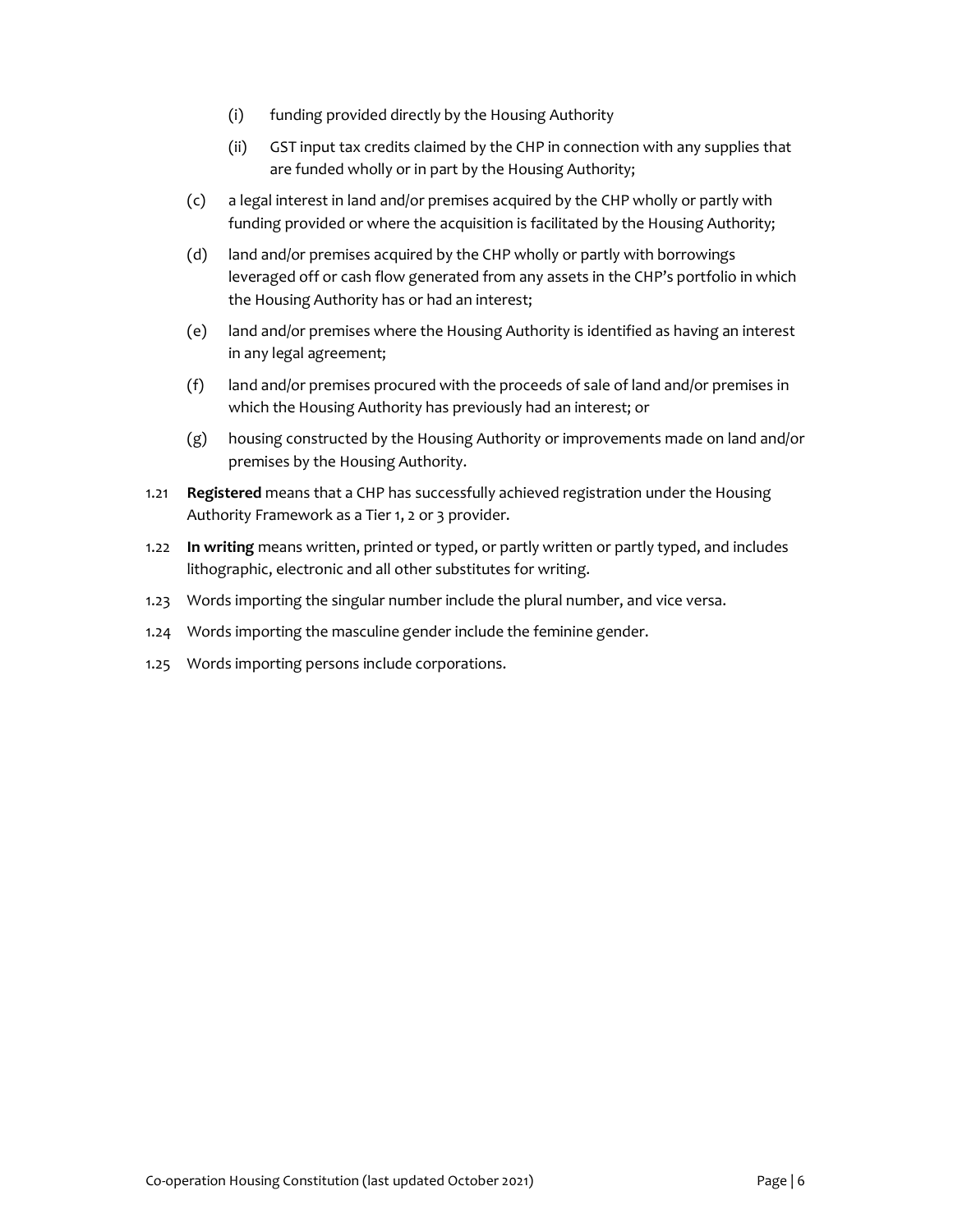(i) funding provided directly by the Housing Authority

    (ii) GST input tax credits claimed by the CHP in connection with any supplies that are funded wholly or in part by the Housing Authority;

(c) a legal interest in land and/or premises acquired by the CHP wholly or partly with funding provided or where the acquisition is facilitated by the Housing Authority;

(d) land and/or premises acquired by the CHP wholly or partly with borrowings leveraged off or cash flow generated from any assets in the CHP's portfolio in which the Housing Authority has or had an interest;

(e) land and/or premises where the Housing Authority is identified as having an interest in any legal agreement;

(f) land and/or premises procured with the proceeds of sale of land and/or premises in which the Housing Authority has previously had an interest; or

(g) housing constructed by the Housing Authority or improvements made on land and/or premises by the Housing Authority.

1.21 **Registered** means that a CHP has successfully achieved registration under the Housing Authority Framework as a Tier 1, 2 or 3 provider.

1.22 **In writing** means written, printed or typed, or partly written or partly typed, and includes lithographic, electronic and all other substitutes for writing.

1.23 Words importing the singular number include the plural number, and vice versa.

1.24 Words importing the masculine gender include the feminine gender.

1.25 Words importing persons include corporations.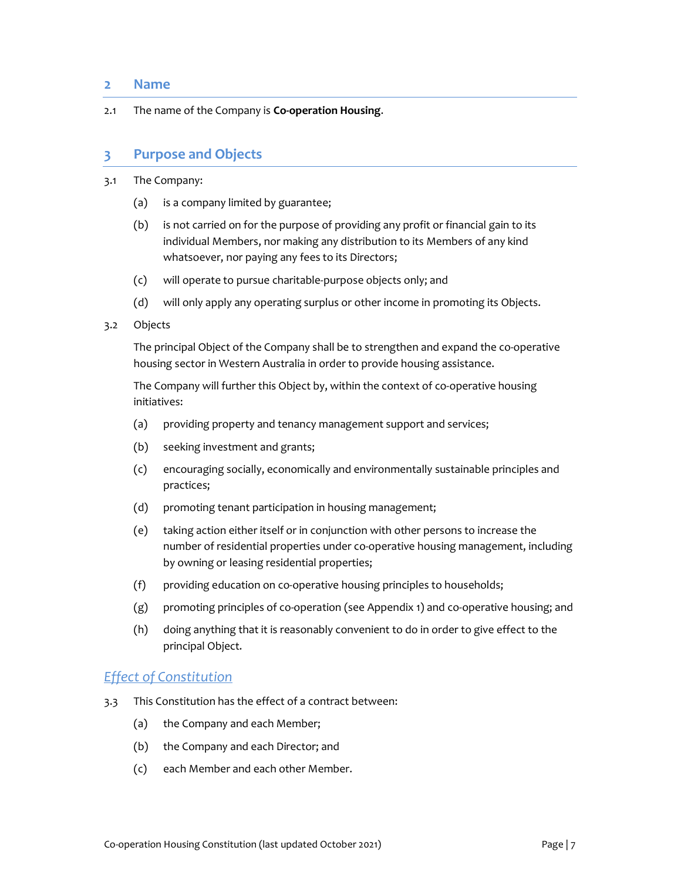## 2 Name

2.1 The name of the Company is **Co-operation Housing**.

## 3 Purpose and Objects

3.1 The Company:

(a) is a company limited by guarantee;

(b) is not carried on for the purpose of providing any profit or financial gain to its individual Members, nor making any distribution to its Members of any kind whatsoever, nor paying any fees to its Directors;

(c) will operate to pursue charitable-purpose objects only; and

(d) will only apply any operating surplus or other income in promoting its Objects.

3.2 Objects

The principal Object of the Company shall be to strengthen and expand the co-operative housing sector in Western Australia in order to provide housing assistance.

The Company will further this Object by, within the context of co-operative housing initiatives:

(a) providing property and tenancy management support and services;

(b) seeking investment and grants;

(c) encouraging socially, economically and environmentally sustainable principles and practices;

(d) promoting tenant participation in housing management;

(e) taking action either itself or in conjunction with other persons to increase the number of residential properties under co-operative housing management, including by owning or leasing residential properties;

(f) providing education on co-operative housing principles to households;

(g) promoting principles of co-operation (see Appendix 1) and co-operative housing; and

(h) doing anything that it is reasonably convenient to do in order to give effect to the principal Object.

### *Effect of Constitution*

3.3 This Constitution has the effect of a contract between:

(a) the Company and each Member;

(b) the Company and each Director; and

(c) each Member and each other Member.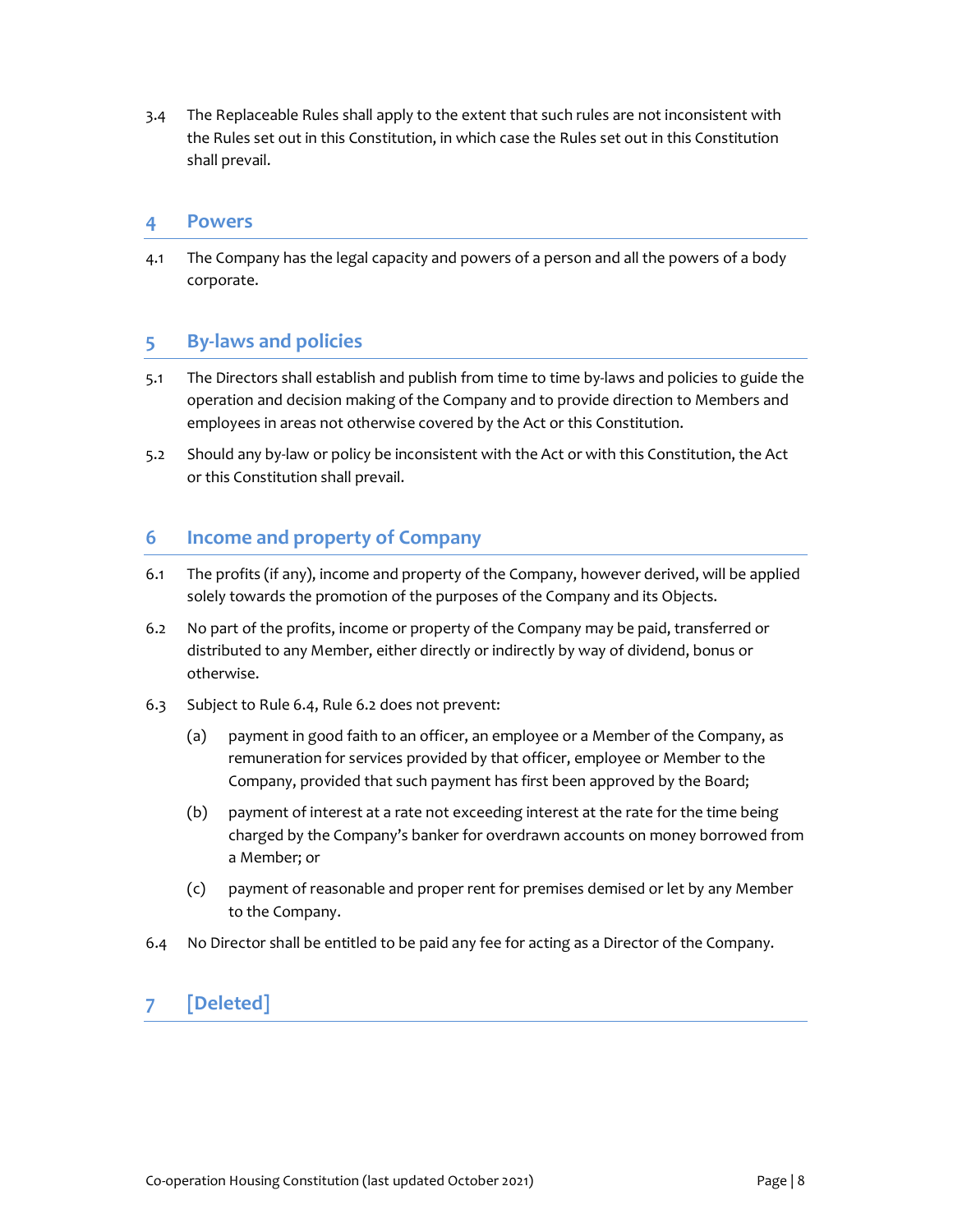3.4 The Replaceable Rules shall apply to the extent that such rules are not inconsistent with the Rules set out in this Constitution, in which case the Rules set out in this Constitution shall prevail.

## 4 Powers

4.1 The Company has the legal capacity and powers of a person and all the powers of a body corporate.

## 5 By-laws and policies

5.1 The Directors shall establish and publish from time to time by-laws and policies to guide the operation and decision making of the Company and to provide direction to Members and employees in areas not otherwise covered by the Act or this Constitution.

5.2 Should any by-law or policy be inconsistent with the Act or with this Constitution, the Act or this Constitution shall prevail.

## 6 Income and property of Company

6.1 The profits (if any), income and property of the Company, however derived, will be applied solely towards the promotion of the purposes of the Company and its Objects.

6.2 No part of the profits, income or property of the Company may be paid, transferred or distributed to any Member, either directly or indirectly by way of dividend, bonus or otherwise.

6.3 Subject to Rule 6.4, Rule 6.2 does not prevent:

(a) payment in good faith to an officer, an employee or a Member of the Company, as remuneration for services provided by that officer, employee or Member to the Company, provided that such payment has first been approved by the Board;

(b) payment of interest at a rate not exceeding interest at the rate for the time being charged by the Company's banker for overdrawn accounts on money borrowed from a Member; or

(c) payment of reasonable and proper rent for premises demised or let by any Member to the Company.

6.4 No Director shall be entitled to be paid any fee for acting as a Director of the Company.

## 7 [Deleted]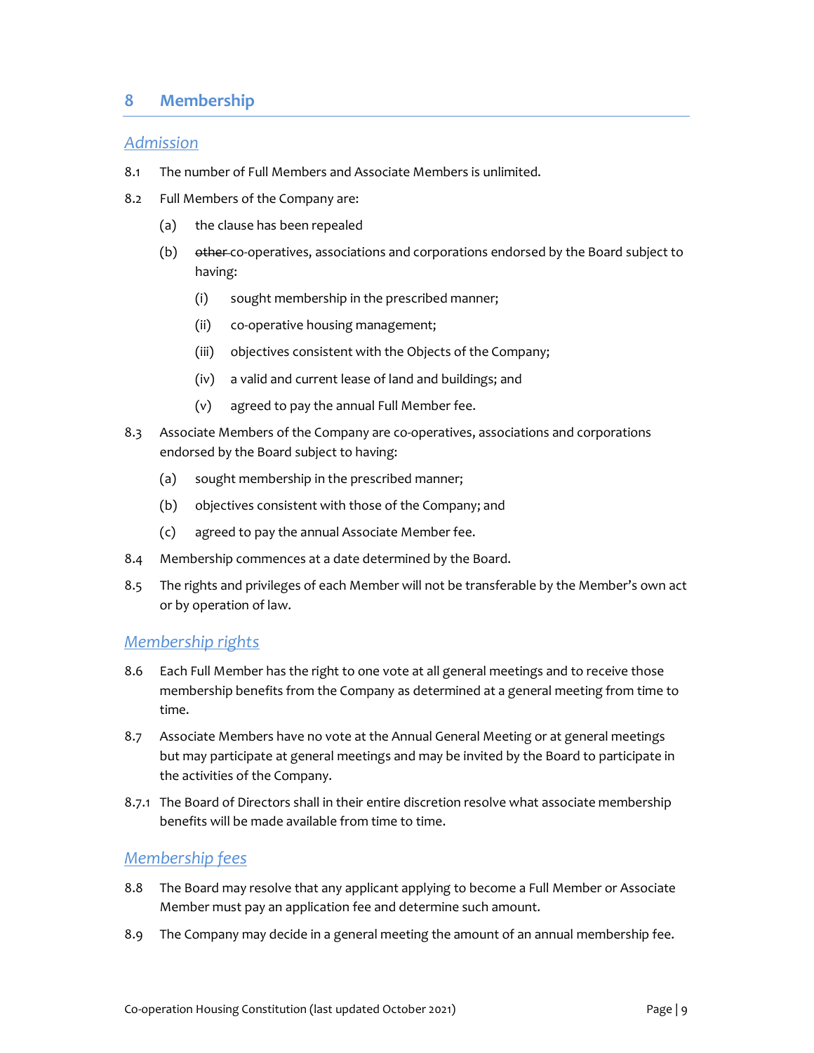## 8 Membership

### *Admission*

8.1 The number of Full Members and Associate Members is unlimited.

8.2 Full Members of the Company are:

(a) the clause has been repealed

(b) ~~other~~ co-operatives, associations and corporations endorsed by the Board subject to having:

(i) sought membership in the prescribed manner;

(ii) co-operative housing management;

(iii) objectives consistent with the Objects of the Company;

(iv) a valid and current lease of land and buildings; and

(v) agreed to pay the annual Full Member fee.

8.3 Associate Members of the Company are co-operatives, associations and corporations endorsed by the Board subject to having:

(a) sought membership in the prescribed manner;

(b) objectives consistent with those of the Company; and

(c) agreed to pay the annual Associate Member fee.

8.4 Membership commences at a date determined by the Board.

8.5 The rights and privileges of each Member will not be transferable by the Member's own act or by operation of law.

### *Membership rights*

8.6 Each Full Member has the right to one vote at all general meetings and to receive those membership benefits from the Company as determined at a general meeting from time to time.

8.7 Associate Members have no vote at the Annual General Meeting or at general meetings but may participate at general meetings and may be invited by the Board to participate in the activities of the Company.

8.7.1 The Board of Directors shall in their entire discretion resolve what associate membership benefits will be made available from time to time.

### *Membership fees*

8.8 The Board may resolve that any applicant applying to become a Full Member or Associate Member must pay an application fee and determine such amount.

8.9 The Company may decide in a general meeting the amount of an annual membership fee.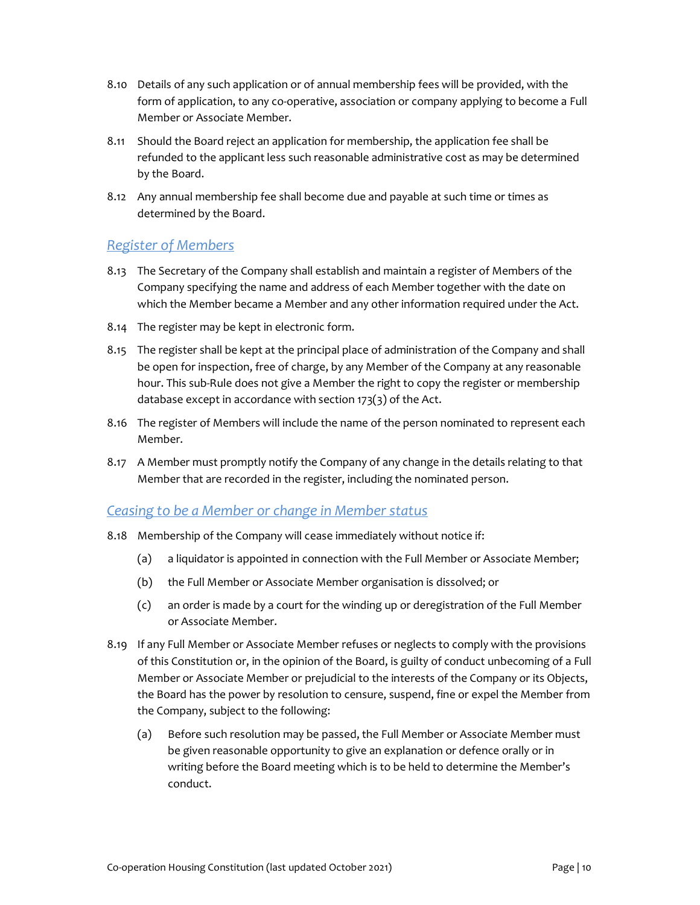8.10 Details of any such application or of annual membership fees will be provided, with the form of application, to any co-operative, association or company applying to become a Full Member or Associate Member.

8.11 Should the Board reject an application for membership, the application fee shall be refunded to the applicant less such reasonable administrative cost as may be determined by the Board.

8.12 Any annual membership fee shall become due and payable at such time or times as determined by the Board.

## *Register of Members*

8.13 The Secretary of the Company shall establish and maintain a register of Members of the Company specifying the name and address of each Member together with the date on which the Member became a Member and any other information required under the Act.

8.14 The register may be kept in electronic form.

8.15 The register shall be kept at the principal place of administration of the Company and shall be open for inspection, free of charge, by any Member of the Company at any reasonable hour. This sub-Rule does not give a Member the right to copy the register or membership database except in accordance with section 173(3) of the Act.

8.16 The register of Members will include the name of the person nominated to represent each Member.

8.17 A Member must promptly notify the Company of any change in the details relating to that Member that are recorded in the register, including the nominated person.

## *Ceasing to be a Member or change in Member status*

8.18 Membership of the Company will cease immediately without notice if:

(a) a liquidator is appointed in connection with the Full Member or Associate Member;

(b) the Full Member or Associate Member organisation is dissolved; or

(c) an order is made by a court for the winding up or deregistration of the Full Member or Associate Member.

8.19 If any Full Member or Associate Member refuses or neglects to comply with the provisions of this Constitution or, in the opinion of the Board, is guilty of conduct unbecoming of a Full Member or Associate Member or prejudicial to the interests of the Company or its Objects, the Board has the power by resolution to censure, suspend, fine or expel the Member from the Company, subject to the following:

(a) Before such resolution may be passed, the Full Member or Associate Member must be given reasonable opportunity to give an explanation or defence orally or in writing before the Board meeting which is to be held to determine the Member's conduct.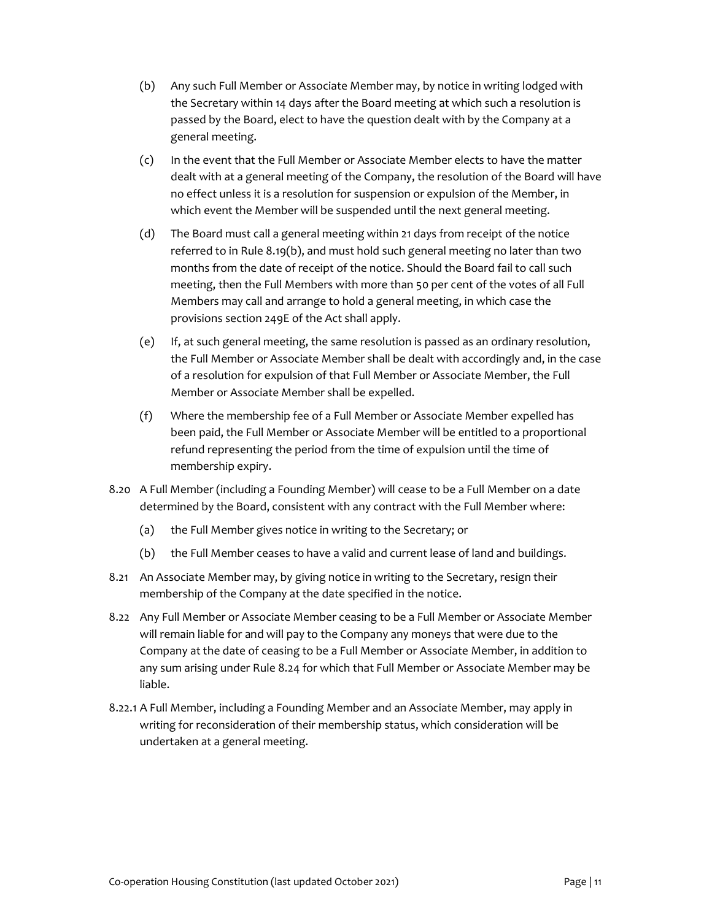(b) Any such Full Member or Associate Member may, by notice in writing lodged with the Secretary within 14 days after the Board meeting at which such a resolution is passed by the Board, elect to have the question dealt with by the Company at a general meeting.

(c) In the event that the Full Member or Associate Member elects to have the matter dealt with at a general meeting of the Company, the resolution of the Board will have no effect unless it is a resolution for suspension or expulsion of the Member, in which event the Member will be suspended until the next general meeting.

(d) The Board must call a general meeting within 21 days from receipt of the notice referred to in Rule 8.19(b), and must hold such general meeting no later than two months from the date of receipt of the notice. Should the Board fail to call such meeting, then the Full Members with more than 50 per cent of the votes of all Full Members may call and arrange to hold a general meeting, in which case the provisions section 249E of the Act shall apply.

(e) If, at such general meeting, the same resolution is passed as an ordinary resolution, the Full Member or Associate Member shall be dealt with accordingly and, in the case of a resolution for expulsion of that Full Member or Associate Member, the Full Member or Associate Member shall be expelled.

(f) Where the membership fee of a Full Member or Associate Member expelled has been paid, the Full Member or Associate Member will be entitled to a proportional refund representing the period from the time of expulsion until the time of membership expiry.

8.20 A Full Member (including a Founding Member) will cease to be a Full Member on a date determined by the Board, consistent with any contract with the Full Member where:

(a) the Full Member gives notice in writing to the Secretary; or

(b) the Full Member ceases to have a valid and current lease of land and buildings.

8.21 An Associate Member may, by giving notice in writing to the Secretary, resign their membership of the Company at the date specified in the notice.

8.22 Any Full Member or Associate Member ceasing to be a Full Member or Associate Member will remain liable for and will pay to the Company any moneys that were due to the Company at the date of ceasing to be a Full Member or Associate Member, in addition to any sum arising under Rule 8.24 for which that Full Member or Associate Member may be liable.

8.22.1 A Full Member, including a Founding Member and an Associate Member, may apply in writing for reconsideration of their membership status, which consideration will be undertaken at a general meeting.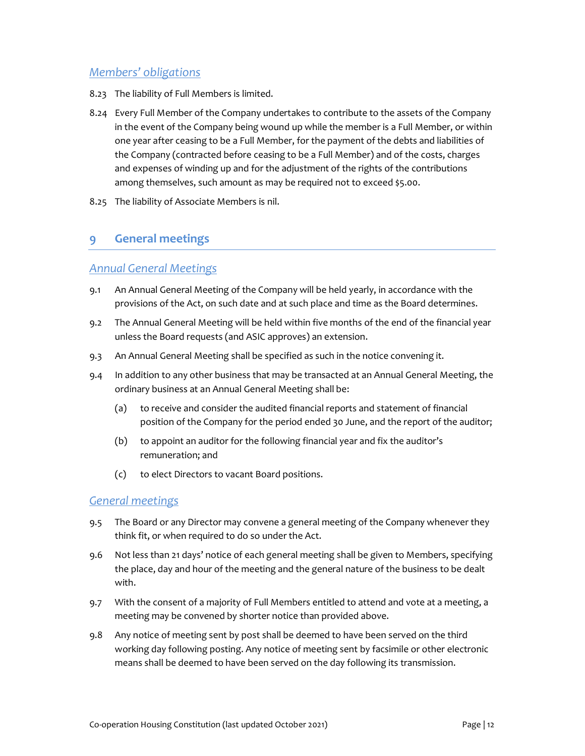### *Members' obligations*

8.23 The liability of Full Members is limited.

8.24 Every Full Member of the Company undertakes to contribute to the assets of the Company in the event of the Company being wound up while the member is a Full Member, or within one year after ceasing to be a Full Member, for the payment of the debts and liabilities of the Company (contracted before ceasing to be a Full Member) and of the costs, charges and expenses of winding up and for the adjustment of the rights of the contributions among themselves, such amount as may be required not to exceed $5.00.

8.25 The liability of Associate Members is nil.

## 9 General meetings

### *Annual General Meetings*

9.1 An Annual General Meeting of the Company will be held yearly, in accordance with the provisions of the Act, on such date and at such place and time as the Board determines.

9.2 The Annual General Meeting will be held within five months of the end of the financial year unless the Board requests (and ASIC approves) an extension.

9.3 An Annual General Meeting shall be specified as such in the notice convening it.

9.4 In addition to any other business that may be transacted at an Annual General Meeting, the ordinary business at an Annual General Meeting shall be:

(a) to receive and consider the audited financial reports and statement of financial position of the Company for the period ended 30 June, and the report of the auditor;

(b) to appoint an auditor for the following financial year and fix the auditor's remuneration; and

(c) to elect Directors to vacant Board positions.

### *General meetings*

9.5 The Board or any Director may convene a general meeting of the Company whenever they think fit, or when required to do so under the Act.

9.6 Not less than 21 days' notice of each general meeting shall be given to Members, specifying the place, day and hour of the meeting and the general nature of the business to be dealt with.

9.7 With the consent of a majority of Full Members entitled to attend and vote at a meeting, a meeting may be convened by shorter notice than provided above.

9.8 Any notice of meeting sent by post shall be deemed to have been served on the third working day following posting. Any notice of meeting sent by facsimile or other electronic means shall be deemed to have been served on the day following its transmission.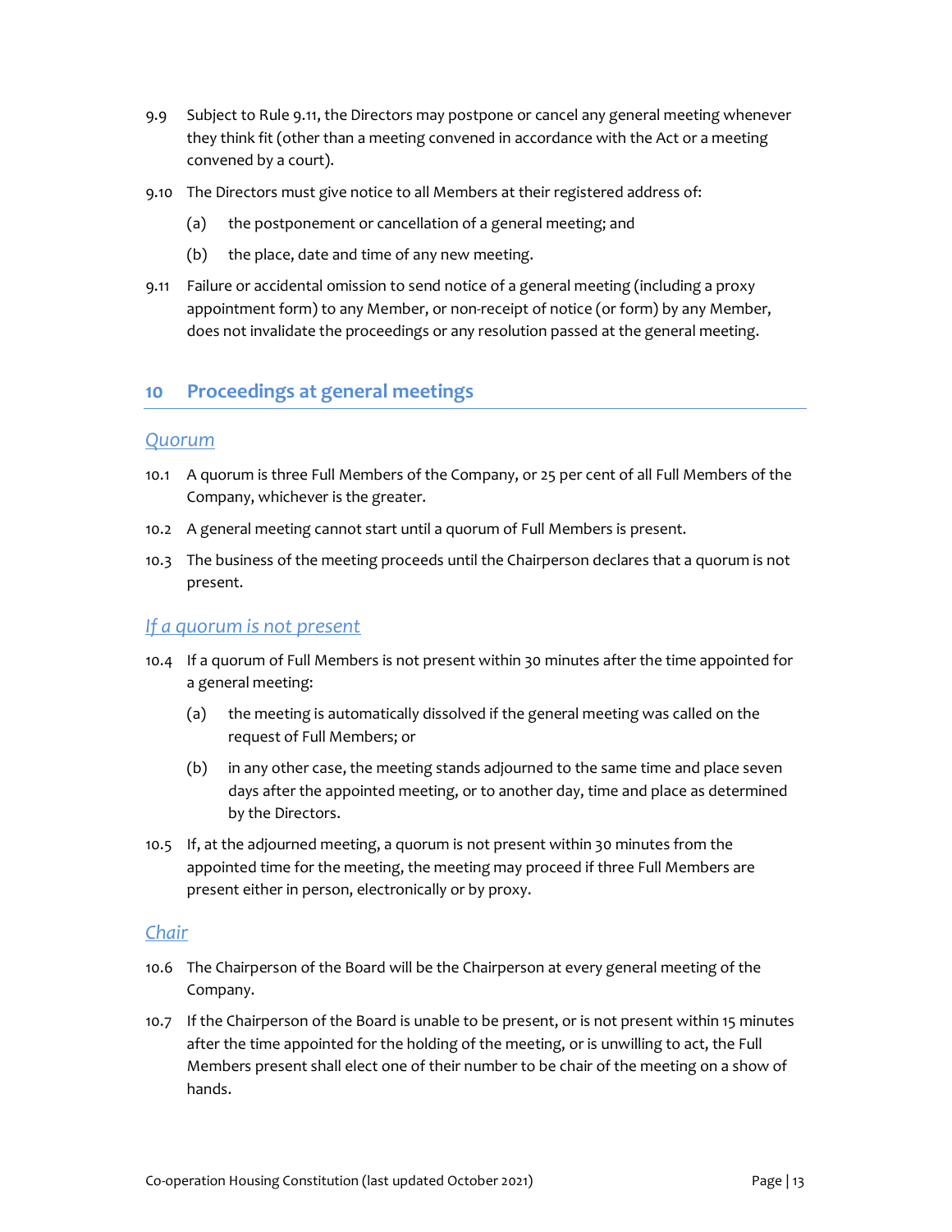9.9 Subject to Rule 9.11, the Directors may postpone or cancel any general meeting whenever they think fit (other than a meeting convened in accordance with the Act or a meeting convened by a court).

9.10 The Directors must give notice to all Members at their registered address of:

- (a) the postponement or cancellation of a general meeting; and
- (b) the place, date and time of any new meeting.

9.11 Failure or accidental omission to send notice of a general meeting (including a proxy appointment form) to any Member, or non-receipt of notice (or form) by any Member, does not invalidate the proceedings or any resolution passed at the general meeting.

## 10 Proceedings at general meetings

### *Quorum*

10.1 A quorum is three Full Members of the Company, or 25 per cent of all Full Members of the Company, whichever is the greater.

10.2 A general meeting cannot start until a quorum of Full Members is present.

10.3 The business of the meeting proceeds until the Chairperson declares that a quorum is not present.

### *If a quorum is not present*

10.4 If a quorum of Full Members is not present within 30 minutes after the time appointed for a general meeting:

- (a) the meeting is automatically dissolved if the general meeting was called on the request of Full Members; or
- (b) in any other case, the meeting stands adjourned to the same time and place seven days after the appointed meeting, or to another day, time and place as determined by the Directors.

10.5 If, at the adjourned meeting, a quorum is not present within 30 minutes from the appointed time for the meeting, the meeting may proceed if three Full Members are present either in person, electronically or by proxy.

### *Chair*

10.6 The Chairperson of the Board will be the Chairperson at every general meeting of the Company.

10.7 If the Chairperson of the Board is unable to be present, or is not present within 15 minutes after the time appointed for the holding of the meeting, or is unwilling to act, the Full Members present shall elect one of their number to be chair of the meeting on a show of hands.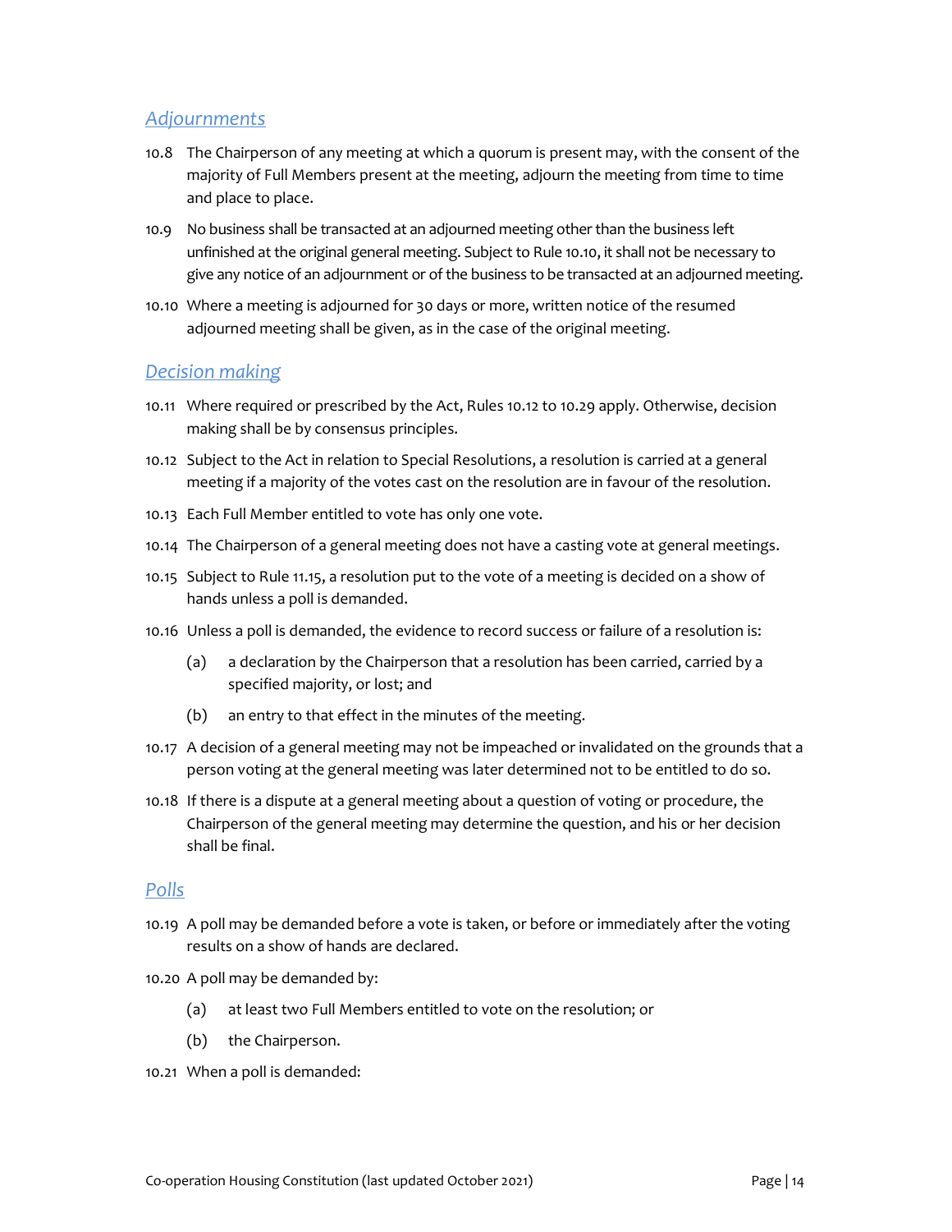## *Adjournments*

10.8 The Chairperson of any meeting at which a quorum is present may, with the consent of the majority of Full Members present at the meeting, adjourn the meeting from time to time and place to place.

10.9 No business shall be transacted at an adjourned meeting other than the business left unfinished at the original general meeting. Subject to Rule 10.10, it shall not be necessary to give any notice of an adjournment or of the business to be transacted at an adjourned meeting.

10.10 Where a meeting is adjourned for 30 days or more, written notice of the resumed adjourned meeting shall be given, as in the case of the original meeting.

## *Decision making*

10.11 Where required or prescribed by the Act, Rules 10.12 to 10.29 apply. Otherwise, decision making shall be by consensus principles.

10.12 Subject to the Act in relation to Special Resolutions, a resolution is carried at a general meeting if a majority of the votes cast on the resolution are in favour of the resolution.

10.13 Each Full Member entitled to vote has only one vote.

10.14 The Chairperson of a general meeting does not have a casting vote at general meetings.

10.15 Subject to Rule 11.15, a resolution put to the vote of a meeting is decided on a show of hands unless a poll is demanded.

10.16 Unless a poll is demanded, the evidence to record success or failure of a resolution is:

(a) a declaration by the Chairperson that a resolution has been carried, carried by a specified majority, or lost; and

(b) an entry to that effect in the minutes of the meeting.

10.17 A decision of a general meeting may not be impeached or invalidated on the grounds that a person voting at the general meeting was later determined not to be entitled to do so.

10.18 If there is a dispute at a general meeting about a question of voting or procedure, the Chairperson of the general meeting may determine the question, and his or her decision shall be final.

## *Polls*

10.19 A poll may be demanded before a vote is taken, or before or immediately after the voting results on a show of hands are declared.

10.20 A poll may be demanded by:

(a) at least two Full Members entitled to vote on the resolution; or

(b) the Chairperson.

10.21 When a poll is demanded: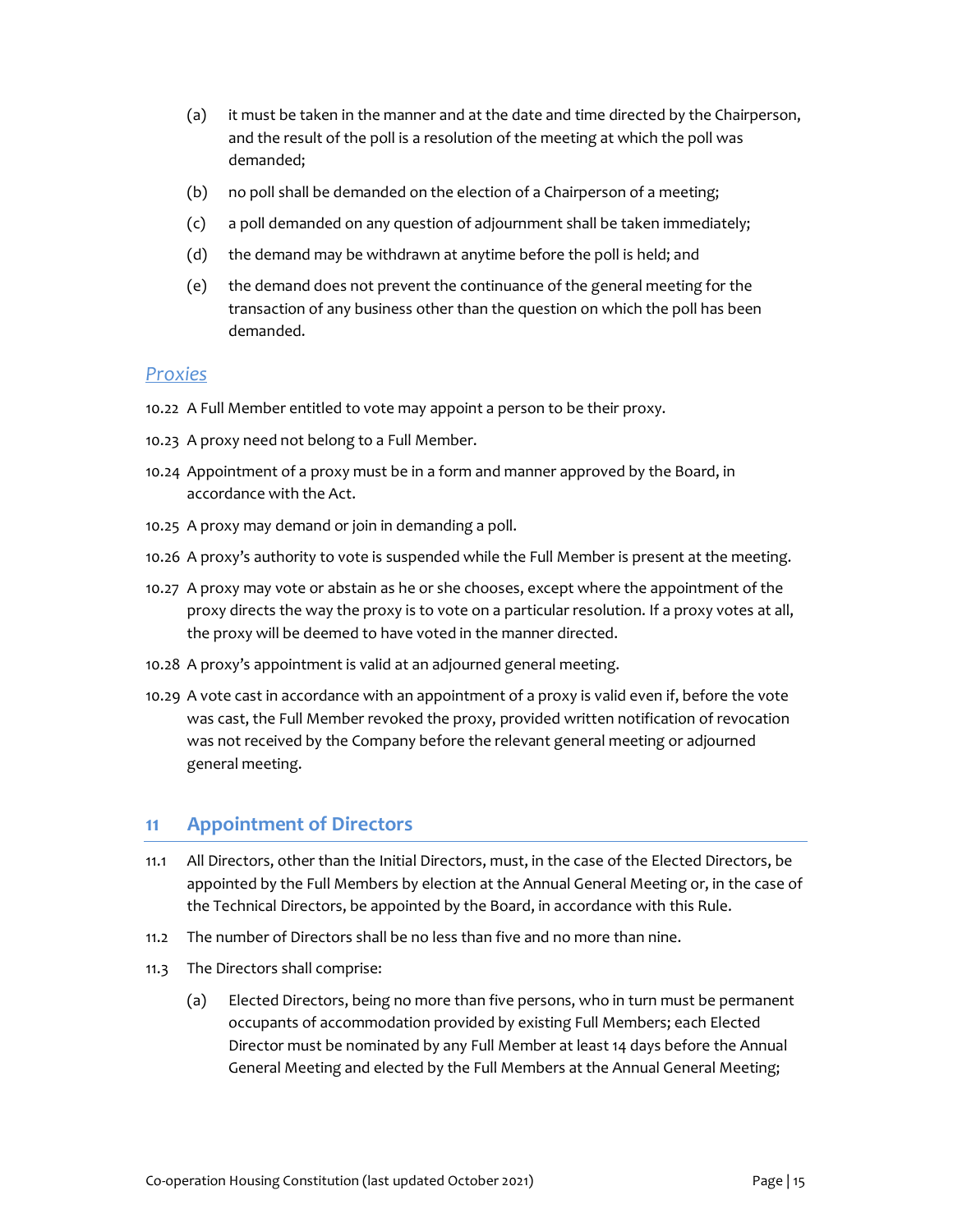(a) it must be taken in the manner and at the date and time directed by the Chairperson, and the result of the poll is a resolution of the meeting at which the poll was demanded;

(b) no poll shall be demanded on the election of a Chairperson of a meeting;

(c) a poll demanded on any question of adjournment shall be taken immediately;

(d) the demand may be withdrawn at anytime before the poll is held; and

(e) the demand does not prevent the continuance of the general meeting for the transaction of any business other than the question on which the poll has been demanded.

### *Proxies*

10.22 A Full Member entitled to vote may appoint a person to be their proxy.

10.23 A proxy need not belong to a Full Member.

10.24 Appointment of a proxy must be in a form and manner approved by the Board, in accordance with the Act.

10.25 A proxy may demand or join in demanding a poll.

10.26 A proxy's authority to vote is suspended while the Full Member is present at the meeting.

10.27 A proxy may vote or abstain as he or she chooses, except where the appointment of the proxy directs the way the proxy is to vote on a particular resolution. If a proxy votes at all, the proxy will be deemed to have voted in the manner directed.

10.28 A proxy's appointment is valid at an adjourned general meeting.

10.29 A vote cast in accordance with an appointment of a proxy is valid even if, before the vote was cast, the Full Member revoked the proxy, provided written notification of revocation was not received by the Company before the relevant general meeting or adjourned general meeting.

## 11 Appointment of Directors

11.1 All Directors, other than the Initial Directors, must, in the case of the Elected Directors, be appointed by the Full Members by election at the Annual General Meeting or, in the case of the Technical Directors, be appointed by the Board, in accordance with this Rule.

11.2 The number of Directors shall be no less than five and no more than nine.

11.3 The Directors shall comprise:

(a) Elected Directors, being no more than five persons, who in turn must be permanent occupants of accommodation provided by existing Full Members; each Elected Director must be nominated by any Full Member at least 14 days before the Annual General Meeting and elected by the Full Members at the Annual General Meeting;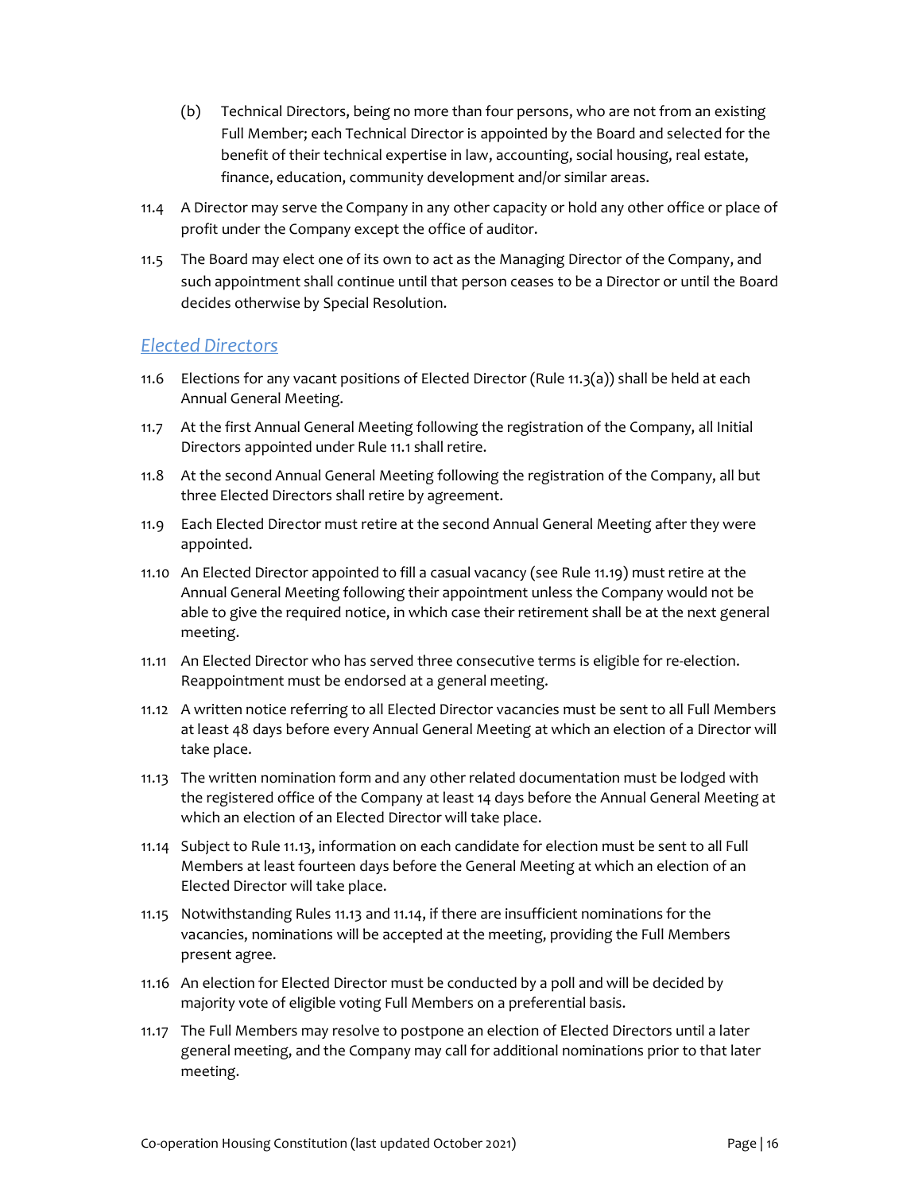(b) Technical Directors, being no more than four persons, who are not from an existing Full Member; each Technical Director is appointed by the Board and selected for the benefit of their technical expertise in law, accounting, social housing, real estate, finance, education, community development and/or similar areas.

11.4 A Director may serve the Company in any other capacity or hold any other office or place of profit under the Company except the office of auditor.

11.5 The Board may elect one of its own to act as the Managing Director of the Company, and such appointment shall continue until that person ceases to be a Director or until the Board decides otherwise by Special Resolution.

### *Elected Directors*

11.6 Elections for any vacant positions of Elected Director (Rule 11.3(a)) shall be held at each Annual General Meeting.

11.7 At the first Annual General Meeting following the registration of the Company, all Initial Directors appointed under Rule 11.1 shall retire.

11.8 At the second Annual General Meeting following the registration of the Company, all but three Elected Directors shall retire by agreement.

11.9 Each Elected Director must retire at the second Annual General Meeting after they were appointed.

11.10 An Elected Director appointed to fill a casual vacancy (see Rule 11.19) must retire at the Annual General Meeting following their appointment unless the Company would not be able to give the required notice, in which case their retirement shall be at the next general meeting.

11.11 An Elected Director who has served three consecutive terms is eligible for re-election. Reappointment must be endorsed at a general meeting.

11.12 A written notice referring to all Elected Director vacancies must be sent to all Full Members at least 48 days before every Annual General Meeting at which an election of a Director will take place.

11.13 The written nomination form and any other related documentation must be lodged with the registered office of the Company at least 14 days before the Annual General Meeting at which an election of an Elected Director will take place.

11.14 Subject to Rule 11.13, information on each candidate for election must be sent to all Full Members at least fourteen days before the General Meeting at which an election of an Elected Director will take place.

11.15 Notwithstanding Rules 11.13 and 11.14, if there are insufficient nominations for the vacancies, nominations will be accepted at the meeting, providing the Full Members present agree.

11.16 An election for Elected Director must be conducted by a poll and will be decided by majority vote of eligible voting Full Members on a preferential basis.

11.17 The Full Members may resolve to postpone an election of Elected Directors until a later general meeting, and the Company may call for additional nominations prior to that later meeting.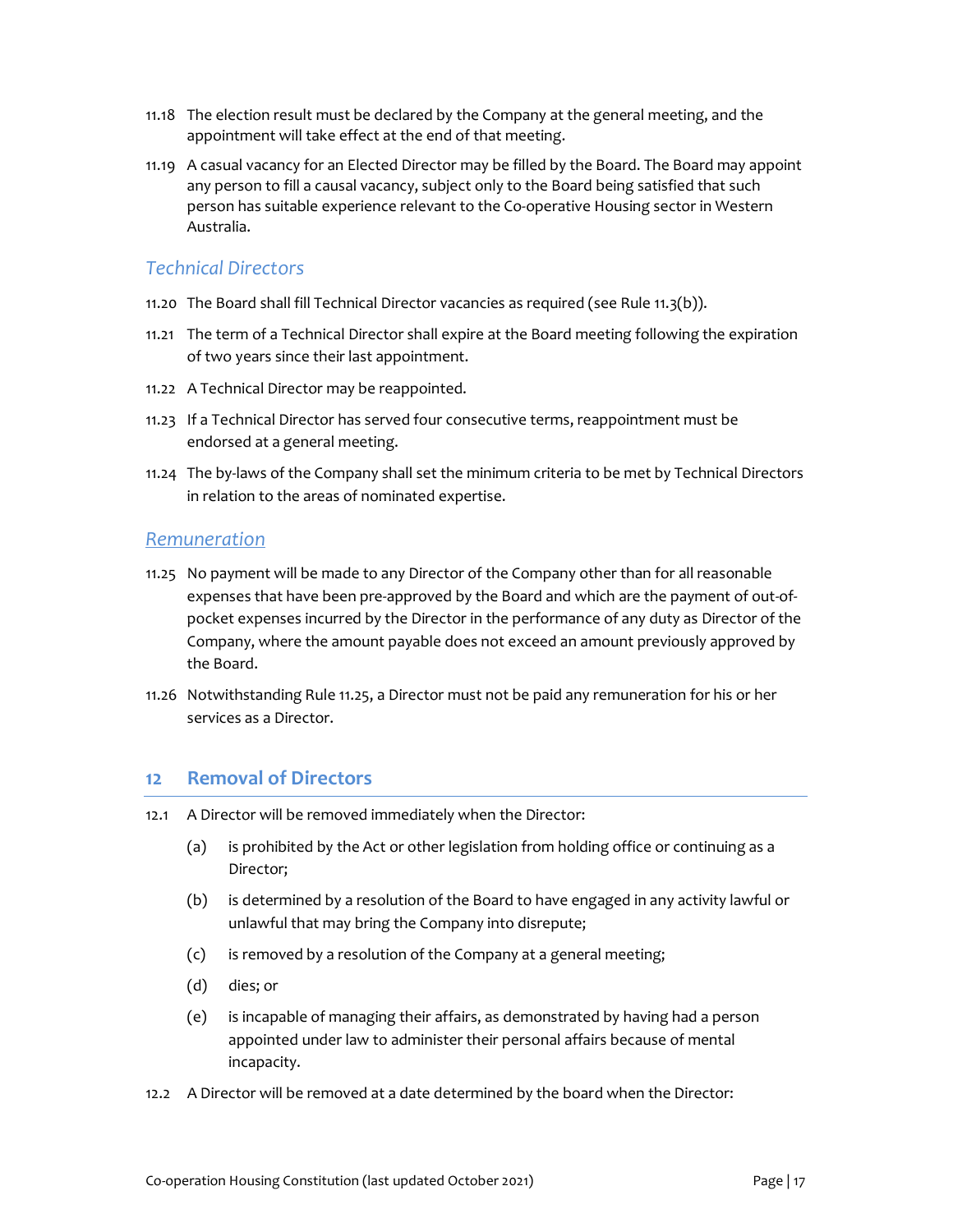11.18 The election result must be declared by the Company at the general meeting, and the appointment will take effect at the end of that meeting.

11.19 A casual vacancy for an Elected Director may be filled by the Board. The Board may appoint any person to fill a causal vacancy, subject only to the Board being satisfied that such person has suitable experience relevant to the Co-operative Housing sector in Western Australia.

### *Technical Directors*

11.20 The Board shall fill Technical Director vacancies as required (see Rule 11.3(b)).

11.21 The term of a Technical Director shall expire at the Board meeting following the expiration of two years since their last appointment.

11.22 A Technical Director may be reappointed.

11.23 If a Technical Director has served four consecutive terms, reappointment must be endorsed at a general meeting.

11.24 The by-laws of the Company shall set the minimum criteria to be met by Technical Directors in relation to the areas of nominated expertise.

### *Remuneration*

11.25 No payment will be made to any Director of the Company other than for all reasonable expenses that have been pre-approved by the Board and which are the payment of out-of-pocket expenses incurred by the Director in the performance of any duty as Director of the Company, where the amount payable does not exceed an amount previously approved by the Board.

11.26 Notwithstanding Rule 11.25, a Director must not be paid any remuneration for his or her services as a Director.

## 12 Removal of Directors

12.1 A Director will be removed immediately when the Director:

- (a) is prohibited by the Act or other legislation from holding office or continuing as a Director;
- (b) is determined by a resolution of the Board to have engaged in any activity lawful or unlawful that may bring the Company into disrepute;
- (c) is removed by a resolution of the Company at a general meeting;
- (d) dies; or
- (e) is incapable of managing their affairs, as demonstrated by having had a person appointed under law to administer their personal affairs because of mental incapacity.

12.2 A Director will be removed at a date determined by the board when the Director: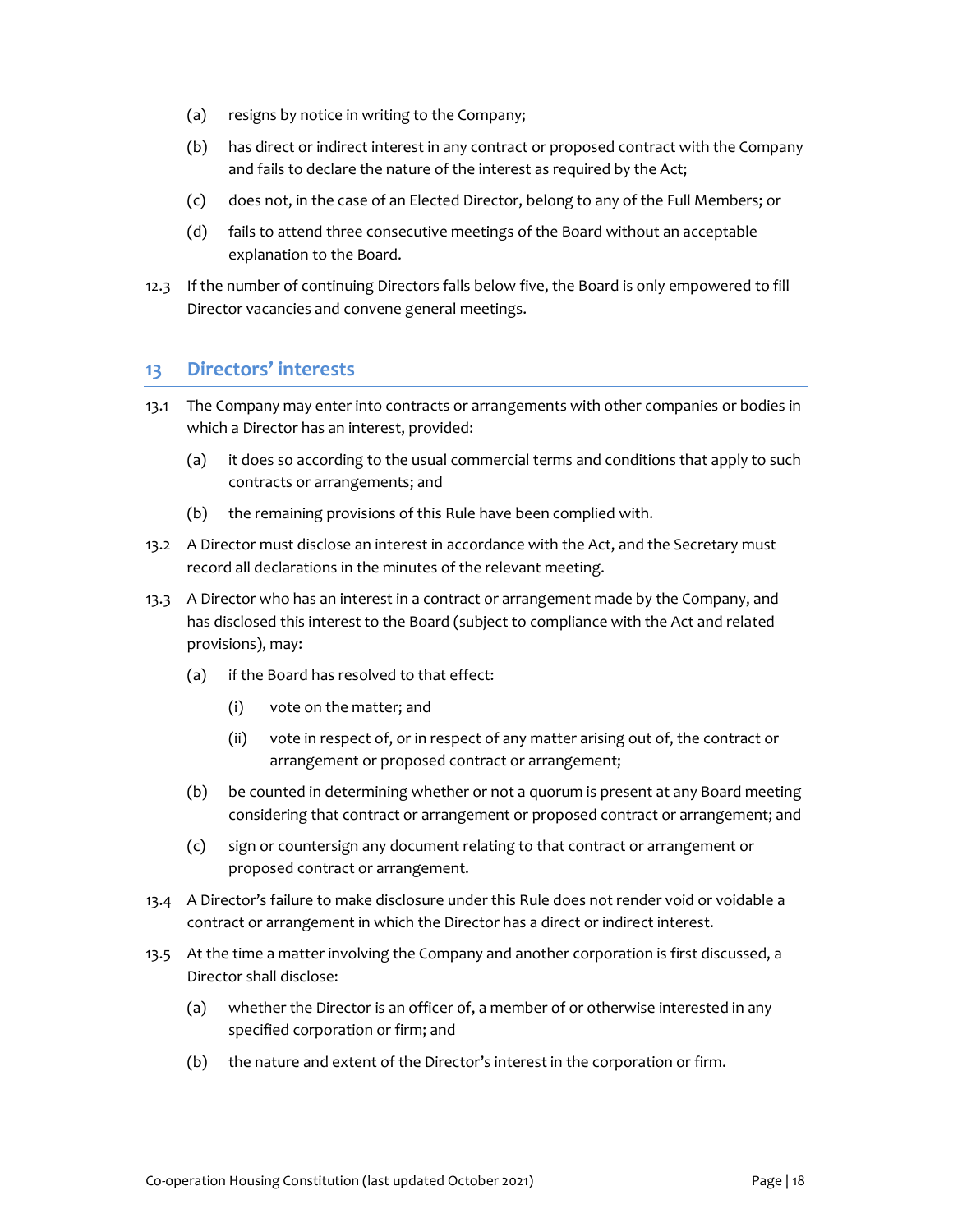(a) resigns by notice in writing to the Company;

(b) has direct or indirect interest in any contract or proposed contract with the Company and fails to declare the nature of the interest as required by the Act;

(c) does not, in the case of an Elected Director, belong to any of the Full Members; or

(d) fails to attend three consecutive meetings of the Board without an acceptable explanation to the Board.

12.3 If the number of continuing Directors falls below five, the Board is only empowered to fill Director vacancies and convene general meetings.

## 13 Directors' interests

13.1 The Company may enter into contracts or arrangements with other companies or bodies in which a Director has an interest, provided:

(a) it does so according to the usual commercial terms and conditions that apply to such contracts or arrangements; and

(b) the remaining provisions of this Rule have been complied with.

13.2 A Director must disclose an interest in accordance with the Act, and the Secretary must record all declarations in the minutes of the relevant meeting.

13.3 A Director who has an interest in a contract or arrangement made by the Company, and has disclosed this interest to the Board (subject to compliance with the Act and related provisions), may:

(a) if the Board has resolved to that effect:

(i) vote on the matter; and

(ii) vote in respect of, or in respect of any matter arising out of, the contract or arrangement or proposed contract or arrangement;

(b) be counted in determining whether or not a quorum is present at any Board meeting considering that contract or arrangement or proposed contract or arrangement; and

(c) sign or countersign any document relating to that contract or arrangement or proposed contract or arrangement.

13.4 A Director's failure to make disclosure under this Rule does not render void or voidable a contract or arrangement in which the Director has a direct or indirect interest.

13.5 At the time a matter involving the Company and another corporation is first discussed, a Director shall disclose:

(a) whether the Director is an officer of, a member of or otherwise interested in any specified corporation or firm; and

(b) the nature and extent of the Director's interest in the corporation or firm.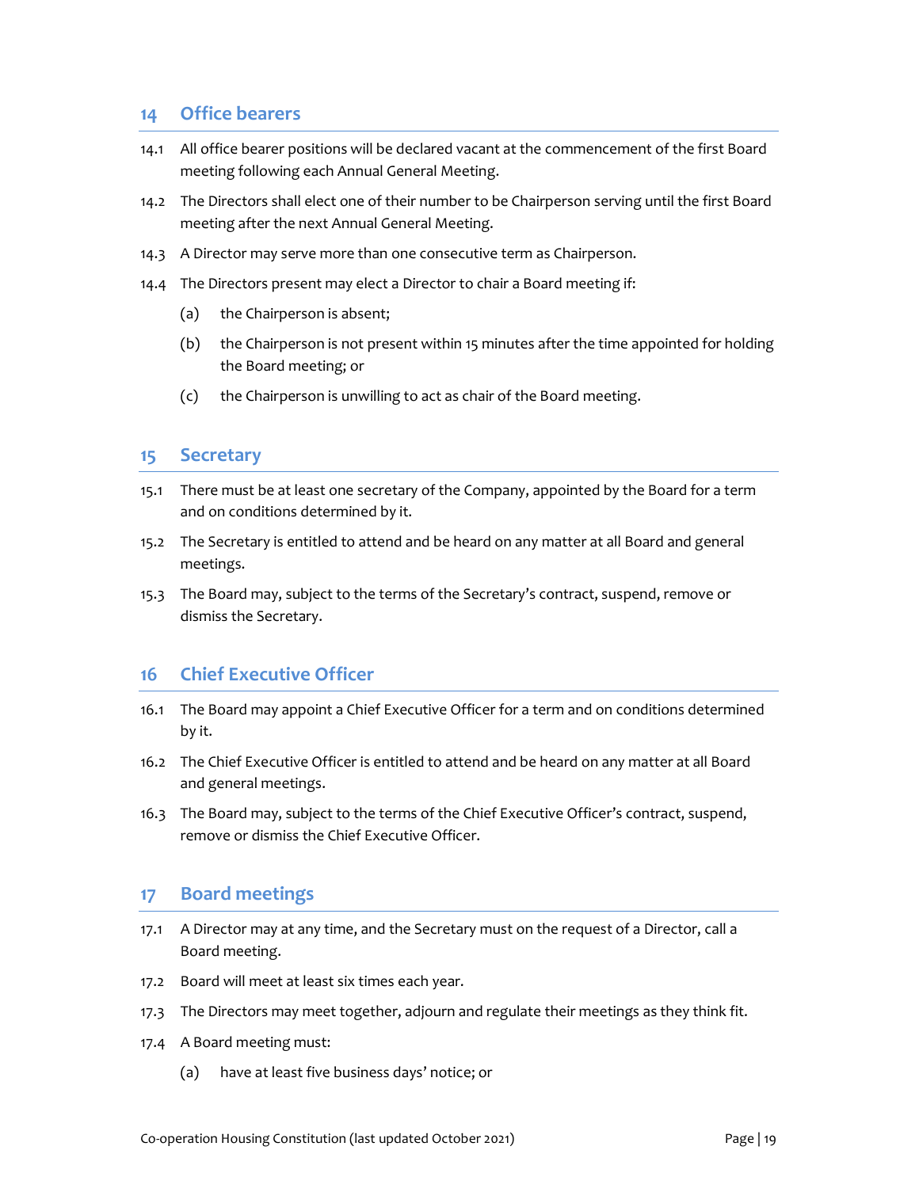## 14 Office bearers

14.1 All office bearer positions will be declared vacant at the commencement of the first Board meeting following each Annual General Meeting.

14.2 The Directors shall elect one of their number to be Chairperson serving until the first Board meeting after the next Annual General Meeting.

14.3 A Director may serve more than one consecutive term as Chairperson.

14.4 The Directors present may elect a Director to chair a Board meeting if:

(a) the Chairperson is absent;

(b) the Chairperson is not present within 15 minutes after the time appointed for holding the Board meeting; or

(c) the Chairperson is unwilling to act as chair of the Board meeting.

## 15 Secretary

15.1 There must be at least one secretary of the Company, appointed by the Board for a term and on conditions determined by it.

15.2 The Secretary is entitled to attend and be heard on any matter at all Board and general meetings.

15.3 The Board may, subject to the terms of the Secretary's contract, suspend, remove or dismiss the Secretary.

## 16 Chief Executive Officer

16.1 The Board may appoint a Chief Executive Officer for a term and on conditions determined by it.

16.2 The Chief Executive Officer is entitled to attend and be heard on any matter at all Board and general meetings.

16.3 The Board may, subject to the terms of the Chief Executive Officer's contract, suspend, remove or dismiss the Chief Executive Officer.

## 17 Board meetings

17.1 A Director may at any time, and the Secretary must on the request of a Director, call a Board meeting.

17.2 Board will meet at least six times each year.

17.3 The Directors may meet together, adjourn and regulate their meetings as they think fit.

17.4 A Board meeting must:

(a) have at least five business days' notice; or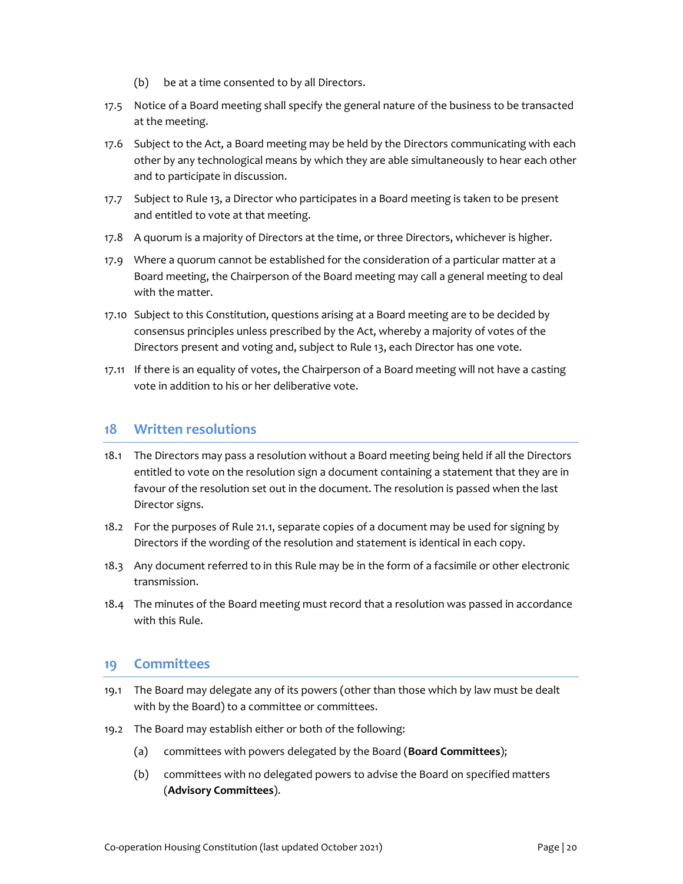(b) be at a time consented to by all Directors.

17.5 Notice of a Board meeting shall specify the general nature of the business to be transacted at the meeting.

17.6 Subject to the Act, a Board meeting may be held by the Directors communicating with each other by any technological means by which they are able simultaneously to hear each other and to participate in discussion.

17.7 Subject to Rule 13, a Director who participates in a Board meeting is taken to be present and entitled to vote at that meeting.

17.8 A quorum is a majority of Directors at the time, or three Directors, whichever is higher.

17.9 Where a quorum cannot be established for the consideration of a particular matter at a Board meeting, the Chairperson of the Board meeting may call a general meeting to deal with the matter.

17.10 Subject to this Constitution, questions arising at a Board meeting are to be decided by consensus principles unless prescribed by the Act, whereby a majority of votes of the Directors present and voting and, subject to Rule 13, each Director has one vote.

17.11 If there is an equality of votes, the Chairperson of a Board meeting will not have a casting vote in addition to his or her deliberative vote.

## 18 Written resolutions

18.1 The Directors may pass a resolution without a Board meeting being held if all the Directors entitled to vote on the resolution sign a document containing a statement that they are in favour of the resolution set out in the document. The resolution is passed when the last Director signs.

18.2 For the purposes of Rule 21.1, separate copies of a document may be used for signing by Directors if the wording of the resolution and statement is identical in each copy.

18.3 Any document referred to in this Rule may be in the form of a facsimile or other electronic transmission.

18.4 The minutes of the Board meeting must record that a resolution was passed in accordance with this Rule.

## 19 Committees

19.1 The Board may delegate any of its powers (other than those which by law must be dealt with by the Board) to a committee or committees.

19.2 The Board may establish either or both of the following:

(a) committees with powers delegated by the Board (**Board Committees**);

(b) committees with no delegated powers to advise the Board on specified matters (**Advisory Committees**).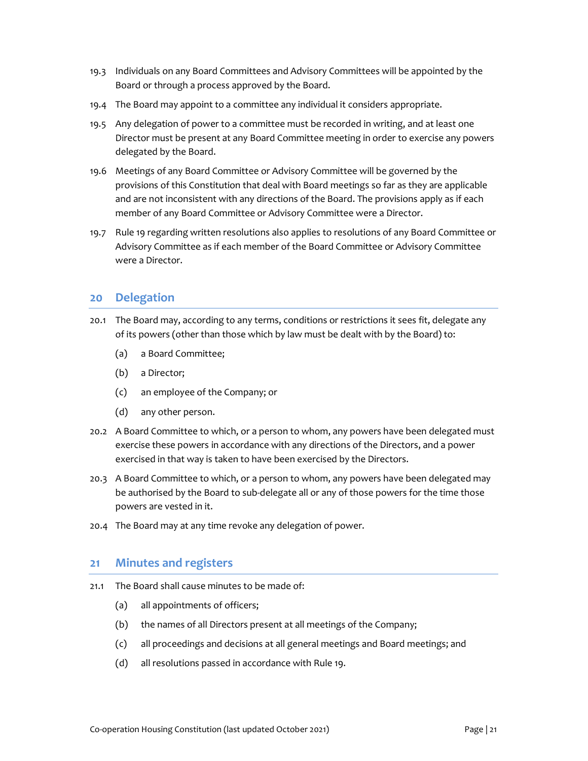19.3 Individuals on any Board Committees and Advisory Committees will be appointed by the Board or through a process approved by the Board.

19.4 The Board may appoint to a committee any individual it considers appropriate.

19.5 Any delegation of power to a committee must be recorded in writing, and at least one Director must be present at any Board Committee meeting in order to exercise any powers delegated by the Board.

19.6 Meetings of any Board Committee or Advisory Committee will be governed by the provisions of this Constitution that deal with Board meetings so far as they are applicable and are not inconsistent with any directions of the Board. The provisions apply as if each member of any Board Committee or Advisory Committee were a Director.

19.7 Rule 19 regarding written resolutions also applies to resolutions of any Board Committee or Advisory Committee as if each member of the Board Committee or Advisory Committee were a Director.

## 20 Delegation

20.1 The Board may, according to any terms, conditions or restrictions it sees fit, delegate any of its powers (other than those which by law must be dealt with by the Board) to:

(a) a Board Committee;

(b) a Director;

(c) an employee of the Company; or

(d) any other person.

20.2 A Board Committee to which, or a person to whom, any powers have been delegated must exercise these powers in accordance with any directions of the Directors, and a power exercised in that way is taken to have been exercised by the Directors.

20.3 A Board Committee to which, or a person to whom, any powers have been delegated may be authorised by the Board to sub-delegate all or any of those powers for the time those powers are vested in it.

20.4 The Board may at any time revoke any delegation of power.

## 21 Minutes and registers

21.1 The Board shall cause minutes to be made of:

(a) all appointments of officers;

(b) the names of all Directors present at all meetings of the Company;

(c) all proceedings and decisions at all general meetings and Board meetings; and

(d) all resolutions passed in accordance with Rule 19.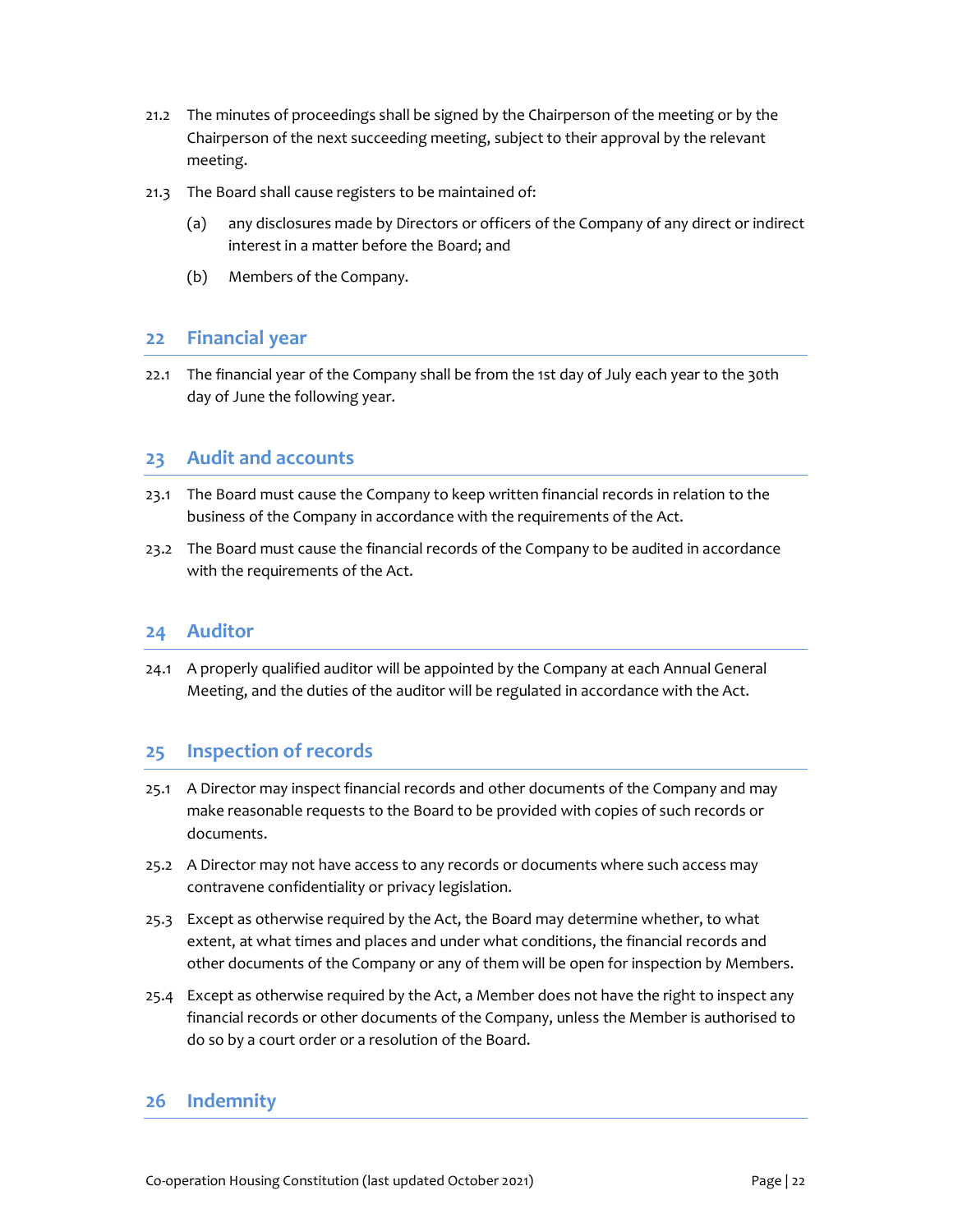21.2 The minutes of proceedings shall be signed by the Chairperson of the meeting or by the Chairperson of the next succeeding meeting, subject to their approval by the relevant meeting.

21.3 The Board shall cause registers to be maintained of:

(a) any disclosures made by Directors or officers of the Company of any direct or indirect interest in a matter before the Board; and

(b) Members of the Company.

## 22 Financial year

22.1 The financial year of the Company shall be from the 1st day of July each year to the 30th day of June the following year.

## 23 Audit and accounts

23.1 The Board must cause the Company to keep written financial records in relation to the business of the Company in accordance with the requirements of the Act.

23.2 The Board must cause the financial records of the Company to be audited in accordance with the requirements of the Act.

## 24 Auditor

24.1 A properly qualified auditor will be appointed by the Company at each Annual General Meeting, and the duties of the auditor will be regulated in accordance with the Act.

## 25 Inspection of records

25.1 A Director may inspect financial records and other documents of the Company and may make reasonable requests to the Board to be provided with copies of such records or documents.

25.2 A Director may not have access to any records or documents where such access may contravene confidentiality or privacy legislation.

25.3 Except as otherwise required by the Act, the Board may determine whether, to what extent, at what times and places and under what conditions, the financial records and other documents of the Company or any of them will be open for inspection by Members.

25.4 Except as otherwise required by the Act, a Member does not have the right to inspect any financial records or other documents of the Company, unless the Member is authorised to do so by a court order or a resolution of the Board.

## 26 Indemnity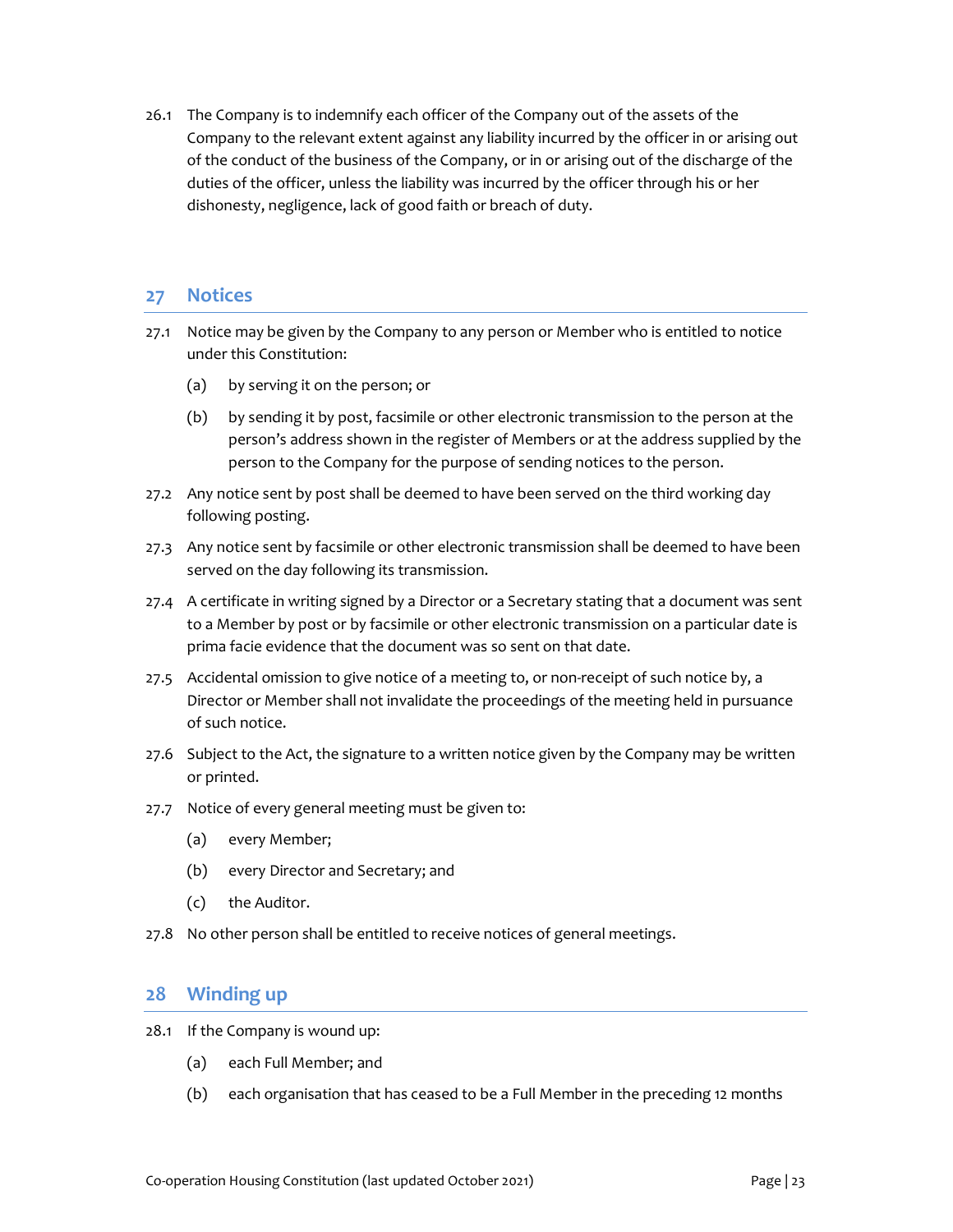26.1 The Company is to indemnify each officer of the Company out of the assets of the Company to the relevant extent against any liability incurred by the officer in or arising out of the conduct of the business of the Company, or in or arising out of the discharge of the duties of the officer, unless the liability was incurred by the officer through his or her dishonesty, negligence, lack of good faith or breach of duty.

## 27 Notices

27.1 Notice may be given by the Company to any person or Member who is entitled to notice under this Constitution:

(a) by serving it on the person; or

(b) by sending it by post, facsimile or other electronic transmission to the person at the person's address shown in the register of Members or at the address supplied by the person to the Company for the purpose of sending notices to the person.

27.2 Any notice sent by post shall be deemed to have been served on the third working day following posting.

27.3 Any notice sent by facsimile or other electronic transmission shall be deemed to have been served on the day following its transmission.

27.4 A certificate in writing signed by a Director or a Secretary stating that a document was sent to a Member by post or by facsimile or other electronic transmission on a particular date is prima facie evidence that the document was so sent on that date.

27.5 Accidental omission to give notice of a meeting to, or non-receipt of such notice by, a Director or Member shall not invalidate the proceedings of the meeting held in pursuance of such notice.

27.6 Subject to the Act, the signature to a written notice given by the Company may be written or printed.

27.7 Notice of every general meeting must be given to:

(a) every Member;

(b) every Director and Secretary; and

(c) the Auditor.

27.8 No other person shall be entitled to receive notices of general meetings.

## 28 Winding up

28.1 If the Company is wound up:

(a) each Full Member; and

(b) each organisation that has ceased to be a Full Member in the preceding 12 months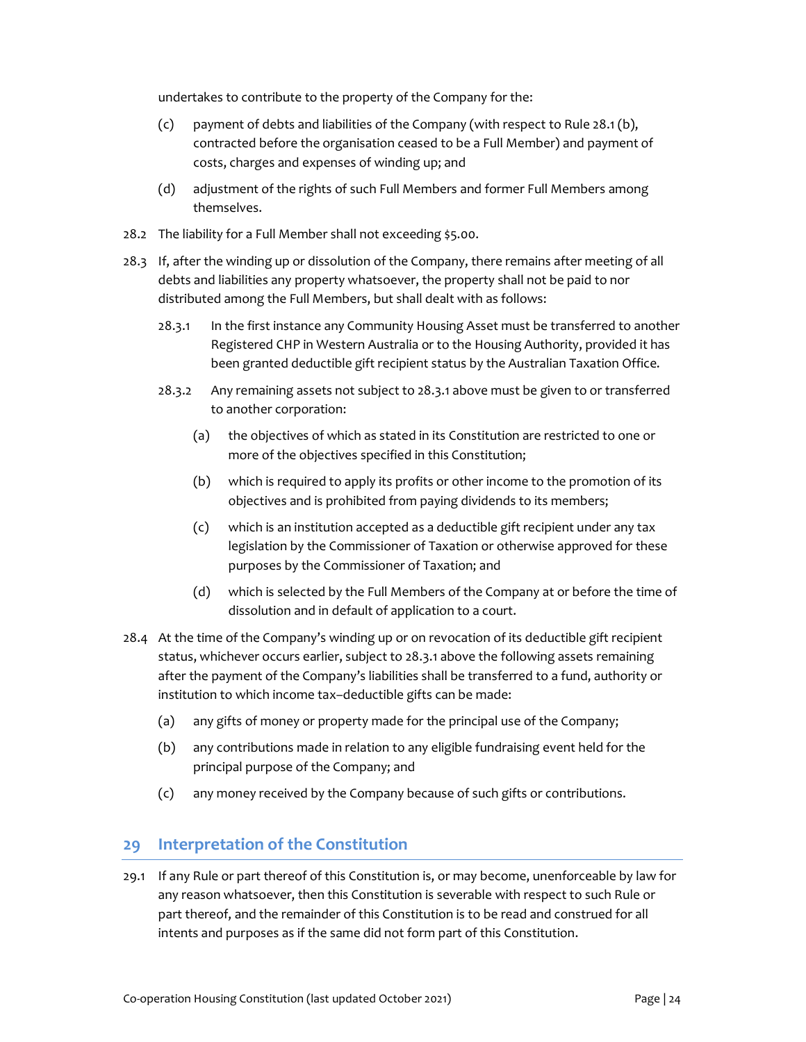undertakes to contribute to the property of the Company for the:

(c) payment of debts and liabilities of the Company (with respect to Rule 28.1 (b), contracted before the organisation ceased to be a Full Member) and payment of costs, charges and expenses of winding up; and

(d) adjustment of the rights of such Full Members and former Full Members among themselves.

28.2 The liability for a Full Member shall not exceeding $5.00.

28.3 If, after the winding up or dissolution of the Company, there remains after meeting of all debts and liabilities any property whatsoever, the property shall not be paid to nor distributed among the Full Members, but shall dealt with as follows:

28.3.1 In the first instance any Community Housing Asset must be transferred to another Registered CHP in Western Australia or to the Housing Authority, provided it has been granted deductible gift recipient status by the Australian Taxation Office.

28.3.2 Any remaining assets not subject to 28.3.1 above must be given to or transferred to another corporation:

(a) the objectives of which as stated in its Constitution are restricted to one or more of the objectives specified in this Constitution;

(b) which is required to apply its profits or other income to the promotion of its objectives and is prohibited from paying dividends to its members;

(c) which is an institution accepted as a deductible gift recipient under any tax legislation by the Commissioner of Taxation or otherwise approved for these purposes by the Commissioner of Taxation; and

(d) which is selected by the Full Members of the Company at or before the time of dissolution and in default of application to a court.

28.4 At the time of the Company's winding up or on revocation of its deductible gift recipient status, whichever occurs earlier, subject to 28.3.1 above the following assets remaining after the payment of the Company's liabilities shall be transferred to a fund, authority or institution to which income tax–deductible gifts can be made:

(a) any gifts of money or property made for the principal use of the Company;

(b) any contributions made in relation to any eligible fundraising event held for the principal purpose of the Company; and

(c) any money received by the Company because of such gifts or contributions.

## 29 Interpretation of the Constitution

29.1 If any Rule or part thereof of this Constitution is, or may become, unenforceable by law for any reason whatsoever, then this Constitution is severable with respect to such Rule or part thereof, and the remainder of this Constitution is to be read and construed for all intents and purposes as if the same did not form part of this Constitution.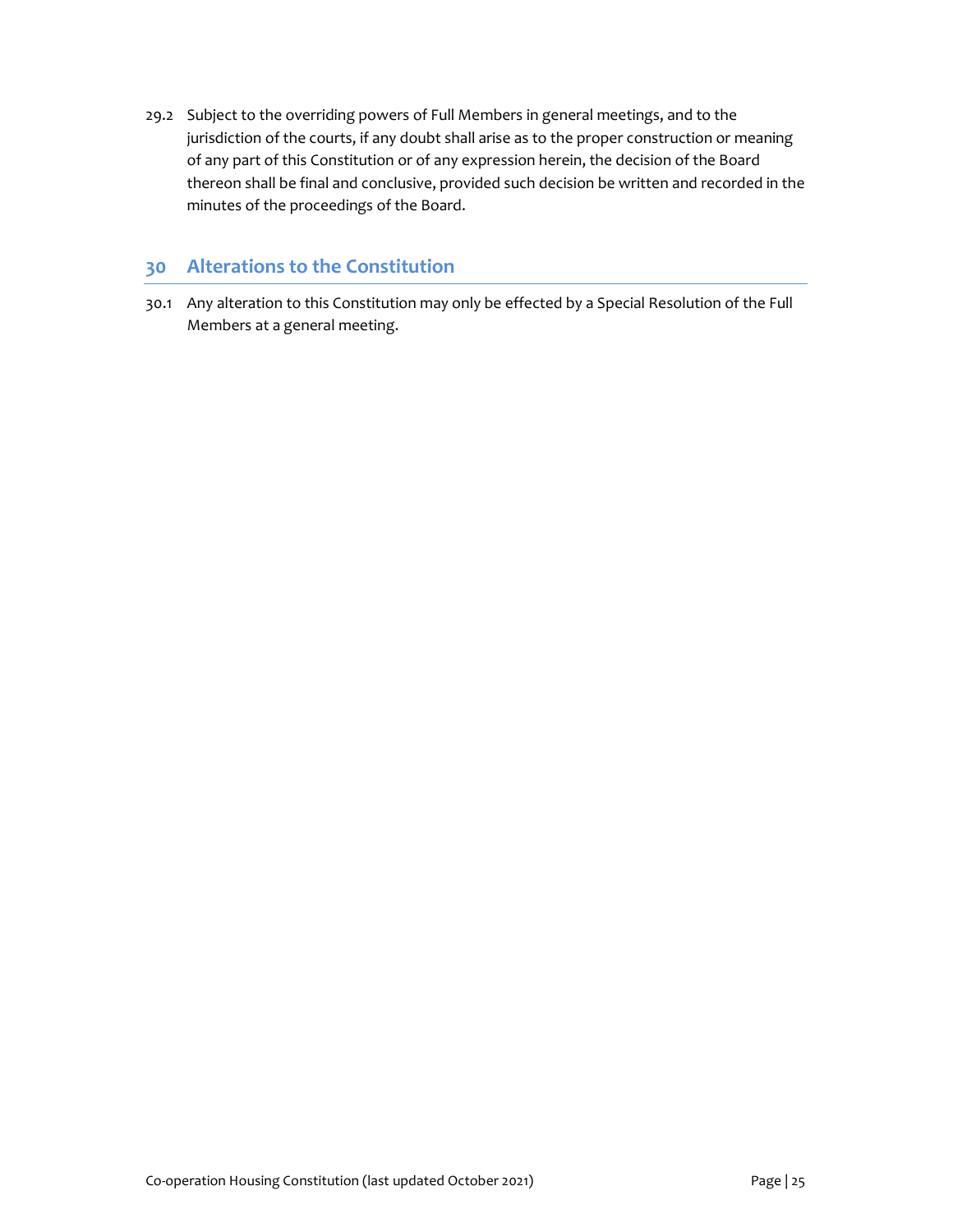29.2 Subject to the overriding powers of Full Members in general meetings, and to the jurisdiction of the courts, if any doubt shall arise as to the proper construction or meaning of any part of this Constitution or of any expression herein, the decision of the Board thereon shall be final and conclusive, provided such decision be written and recorded in the minutes of the proceedings of the Board.

## 30 Alterations to the Constitution

30.1 Any alteration to this Constitution may only be effected by a Special Resolution of the Full Members at a general meeting.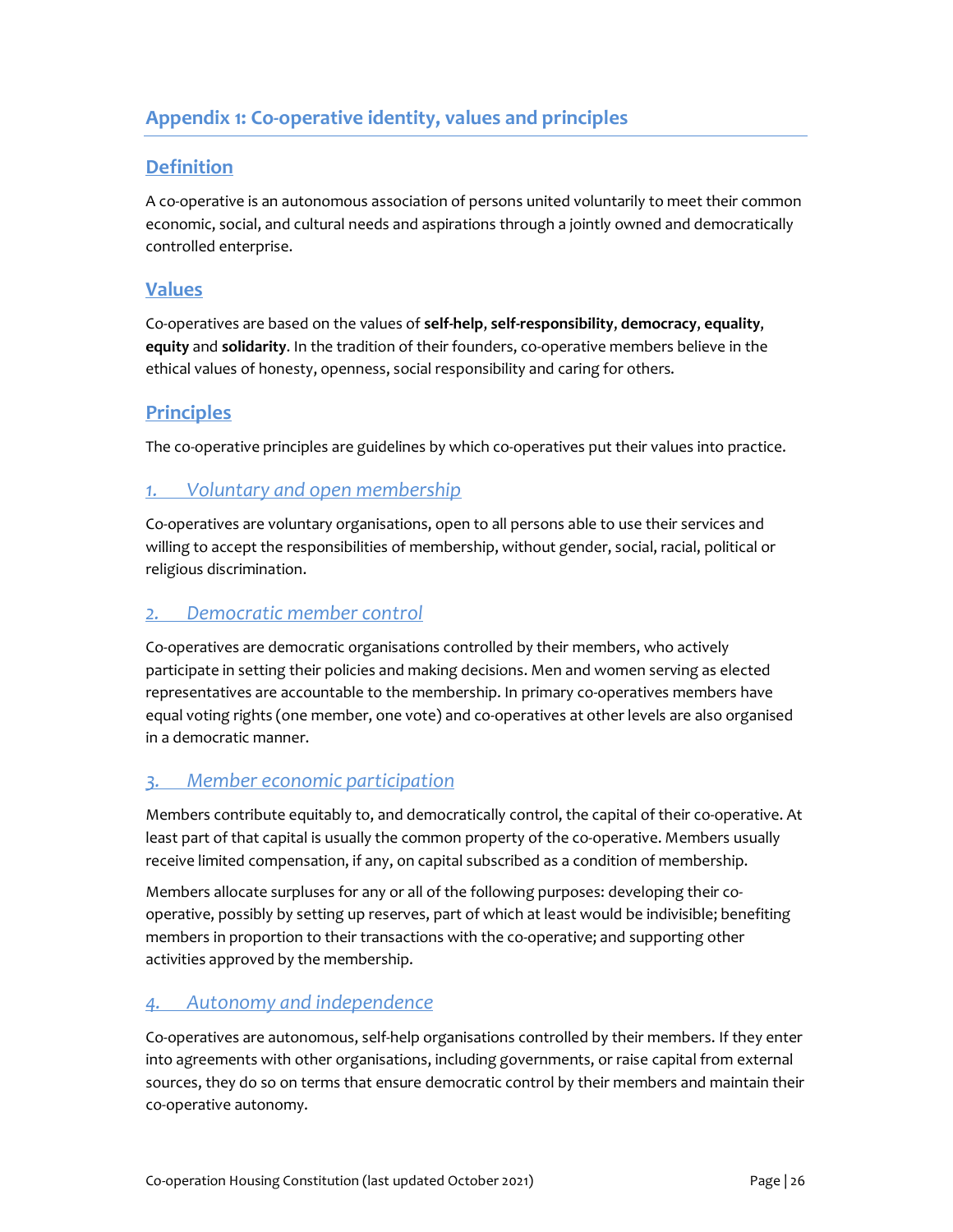## Appendix 1: Co-operative identity, values and principles

### Definition

A co-operative is an autonomous association of persons united voluntarily to meet their common economic, social, and cultural needs and aspirations through a jointly owned and democratically controlled enterprise.

### Values

Co-operatives are based on the values of **self-help**, **self-responsibility**, **democracy**, **equality**, **equity** and **solidarity**. In the tradition of their founders, co-operative members believe in the ethical values of honesty, openness, social responsibility and caring for others.

### Principles

The co-operative principles are guidelines by which co-operatives put their values into practice.

#### *1. Voluntary and open membership*

Co-operatives are voluntary organisations, open to all persons able to use their services and willing to accept the responsibilities of membership, without gender, social, racial, political or religious discrimination.

#### *2. Democratic member control*

Co-operatives are democratic organisations controlled by their members, who actively participate in setting their policies and making decisions. Men and women serving as elected representatives are accountable to the membership. In primary co-operatives members have equal voting rights (one member, one vote) and co-operatives at other levels are also organised in a democratic manner.

#### *3. Member economic participation*

Members contribute equitably to, and democratically control, the capital of their co-operative. At least part of that capital is usually the common property of the co-operative. Members usually receive limited compensation, if any, on capital subscribed as a condition of membership.

Members allocate surpluses for any or all of the following purposes: developing their co-operative, possibly by setting up reserves, part of which at least would be indivisible; benefiting members in proportion to their transactions with the co-operative; and supporting other activities approved by the membership.

#### *4. Autonomy and independence*

Co-operatives are autonomous, self-help organisations controlled by their members. If they enter into agreements with other organisations, including governments, or raise capital from external sources, they do so on terms that ensure democratic control by their members and maintain their co-operative autonomy.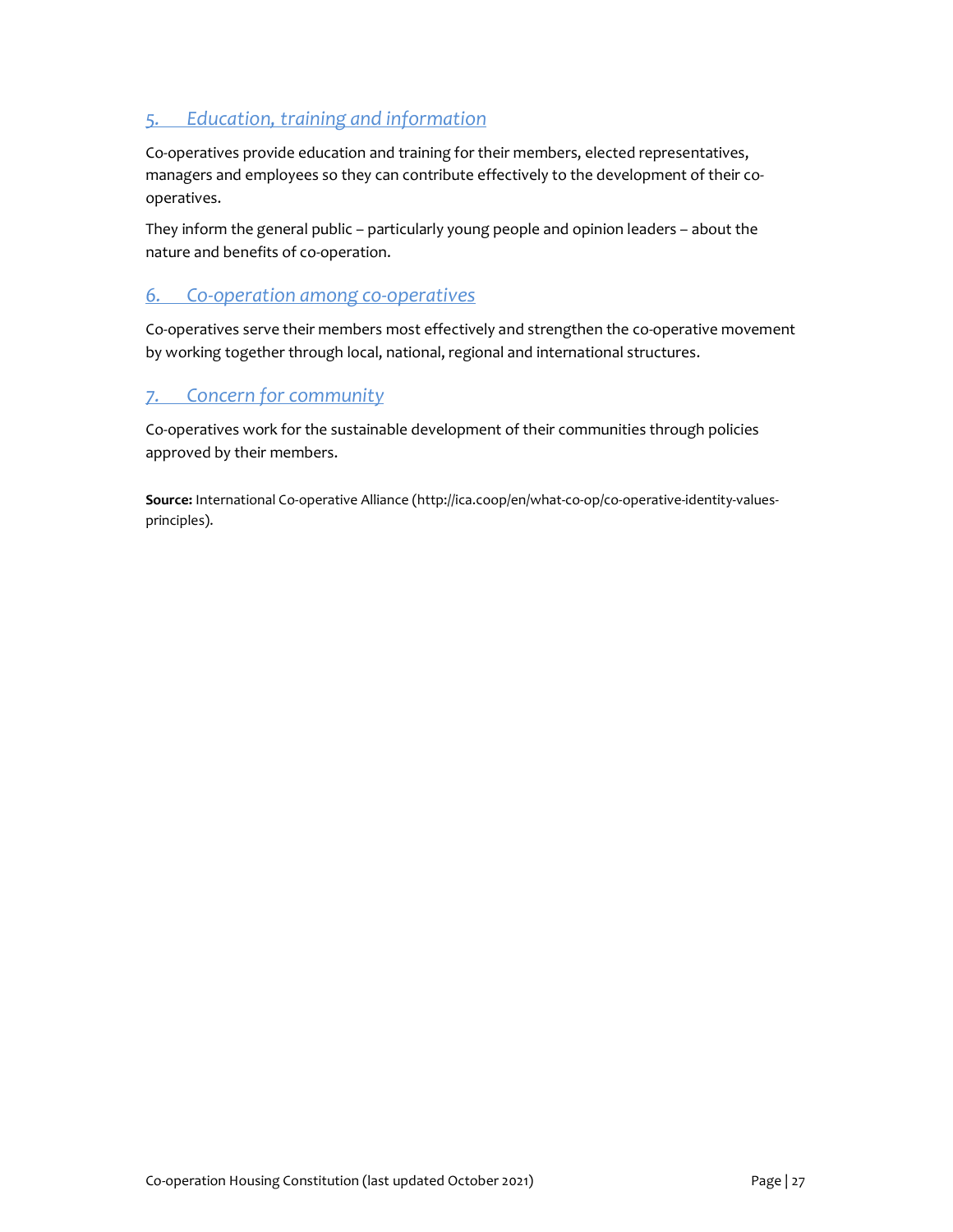### *5. Education, training and information*

Co-operatives provide education and training for their members, elected representatives, managers and employees so they can contribute effectively to the development of their co-operatives.

They inform the general public – particularly young people and opinion leaders – about the nature and benefits of co-operation.

### *6. Co-operation among co-operatives*

Co-operatives serve their members most effectively and strengthen the co-operative movement by working together through local, national, regional and international structures.

### *7. Concern for community*

Co-operatives work for the sustainable development of their communities through policies approved by their members.

**Source:** International Co-operative Alliance (http://ica.coop/en/what-co-op/co-operative-identity-values-principles).